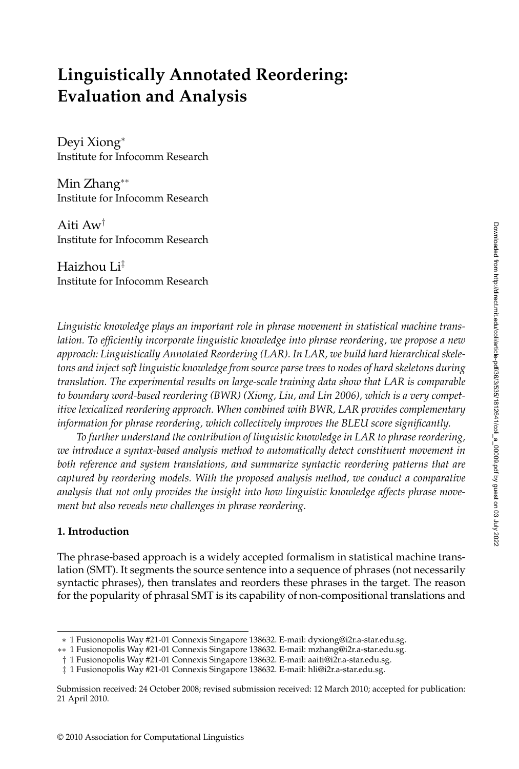# Linguistically Annotated Reordering: Evaluation and Analysis

Deyi Xiong*
Institute for Infocomm Research

Min Zhang**
Institute for Infocomm Research

Aiti Aw†
Institute for Infocomm Research

Haizhou Li‡
Institute for Infocomm Research

*Linguistic knowledge plays an important role in phrase movement in statistical machine translation. To efficiently incorporate linguistic knowledge into phrase reordering, we propose a new approach: Linguistically Annotated Reordering (LAR). In LAR, we build hard hierarchical skeletons and inject soft linguistic knowledge from source parse trees to nodes of hard skeletons during translation. The experimental results on large-scale training data show that LAR is comparable to boundary word-based reordering (BWR) (Xiong, Liu, and Lin 2006), which is a very competitive lexicalized reordering approach. When combined with BWR, LAR provides complementary information for phrase reordering, which collectively improves the BLEU score significantly.*

*To further understand the contribution of linguistic knowledge in LAR to phrase reordering, we introduce a syntax-based analysis method to automatically detect constituent movement in both reference and system translations, and summarize syntactic reordering patterns that are captured by reordering models. With the proposed analysis method, we conduct a comparative analysis that not only provides the insight into how linguistic knowledge affects phrase movement but also reveals new challenges in phrase reordering.*

## 1. Introduction

The phrase-based approach is a widely accepted formalism in statistical machine translation (SMT). It segments the source sentence into a sequence of phrases (not necessarily syntactic phrases), then translates and reorders these phrases in the target. The reason for the popularity of phrasal SMT is its capability of non-compositional translations and

---

* 1 Fusionopolis Way #21-01 Connexis Singapore 138632. E-mail: dyxiong@i2r.a-star.edu.sg.

** 1 Fusionopolis Way #21-01 Connexis Singapore 138632. E-mail: mzhang@i2r.a-star.edu.sg.

† 1 Fusionopolis Way #21-01 Connexis Singapore 138632. E-mail: aaiti@i2r.a-star.edu.sg.

‡ 1 Fusionopolis Way #21-01 Connexis Singapore 138632. E-mail: hli@i2r.a-star.edu.sg.

Submission received: 24 October 2008; revised submission received: 12 March 2010; accepted for publication: 21 April 2010.

© 2010 Association for Computational Linguistics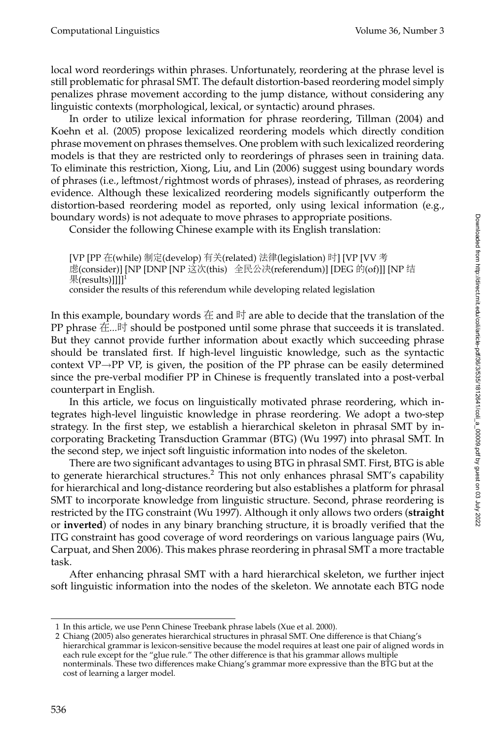local word reorderings within phrases. Unfortunately, reordering at the phrase level is still problematic for phrasal SMT. The default distortion-based reordering model simply penalizes phrase movement according to the jump distance, without considering any linguistic contexts (morphological, lexical, or syntactic) around phrases.

In order to utilize lexical information for phrase reordering, Tillman (2004) and Koehn et al. (2005) propose lexicalized reordering models which directly condition phrase movement on phrases themselves. One problem with such lexicalized reordering models is that they are restricted only to reorderings of phrases seen in training data. To eliminate this restriction, Xiong, Liu, and Lin (2006) suggest using boundary words of phrases (i.e., leftmost/rightmost words of phrases), instead of phrases, as reordering evidence. Although these lexicalized reordering models significantly outperform the distortion-based reordering model as reported, only using lexical information (e.g., boundary words) is not adequate to move phrases to appropriate positions.

Consider the following Chinese example with its English translation:

> [VP [PP 在(while) 制定(develop) 有关(related) 法律(legislation) 时] [VP [VV 考虑(consider)] [NP [DNP [NP 这次(this) 全民公决(referendum)] [DEG 的(of)]] [NP 结果(results)]]]][1]
> consider the results of this referendum while developing related legislation

In this example, boundary words 在 and 时 are able to decide that the translation of the PP phrase 在...时 should be postponed until some phrase that succeeds it is translated. But they cannot provide further information about exactly which succeeding phrase should be translated first. If high-level linguistic knowledge, such as the syntactic context VP→PP VP, is given, the position of the PP phrase can be easily determined since the pre-verbal modifier PP in Chinese is frequently translated into a post-verbal counterpart in English.

In this article, we focus on linguistically motivated phrase reordering, which integrates high-level linguistic knowledge in phrase reordering. We adopt a two-step strategy. In the first step, we establish a hierarchical skeleton in phrasal SMT by incorporating Bracketing Transduction Grammar (BTG) (Wu 1997) into phrasal SMT. In the second step, we inject soft linguistic information into nodes of the skeleton.

There are two significant advantages to using BTG in phrasal SMT. First, BTG is able to generate hierarchical structures.[2] This not only enhances phrasal SMT's capability for hierarchical and long-distance reordering but also establishes a platform for phrasal SMT to incorporate knowledge from linguistic structure. Second, phrase reordering is restricted by the ITG constraint (Wu 1997). Although it only allows two orders (**straight** or **inverted**) of nodes in any binary branching structure, it is broadly verified that the ITG constraint has good coverage of word reorderings on various language pairs (Wu, Carpuat, and Shen 2006). This makes phrase reordering in phrasal SMT a more tractable task.

After enhancing phrasal SMT with a hard hierarchical skeleton, we further inject soft linguistic information into the nodes of the skeleton. We annotate each BTG node

---

1 In this article, we use Penn Chinese Treebank phrase labels (Xue et al. 2000).

2 Chiang (2005) also generates hierarchical structures in phrasal SMT. One difference is that Chiang's hierarchical grammar is lexicon-sensitive because the model requires at least one pair of aligned words in each rule except for the "glue rule." The other difference is that his grammar allows multiple nonterminals. These two differences make Chiang's grammar more expressive than the BTG but at the cost of learning a larger model.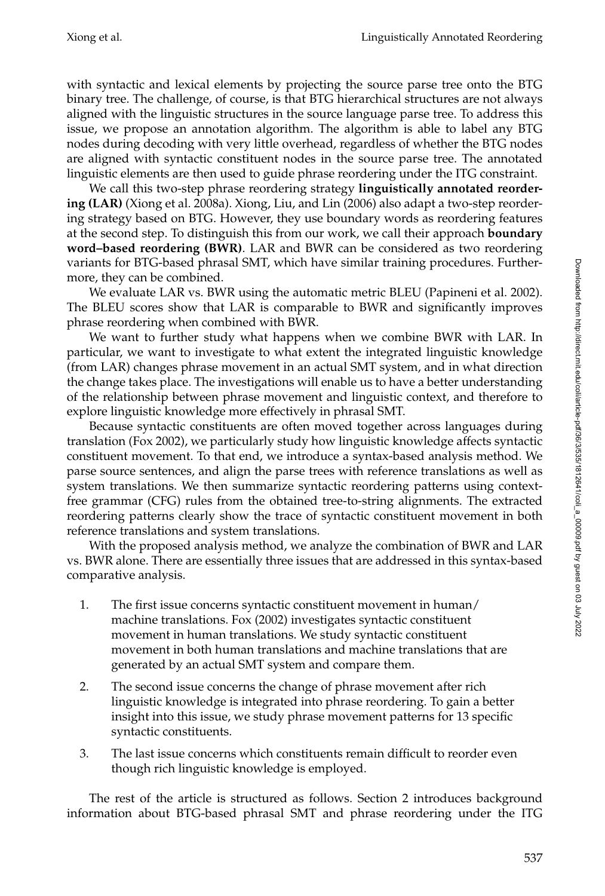with syntactic and lexical elements by projecting the source parse tree onto the BTG binary tree. The challenge, of course, is that BTG hierarchical structures are not always aligned with the linguistic structures in the source language parse tree. To address this issue, we propose an annotation algorithm. The algorithm is able to label any BTG nodes during decoding with very little overhead, regardless of whether the BTG nodes are aligned with syntactic constituent nodes in the source parse tree. The annotated linguistic elements are then used to guide phrase reordering under the ITG constraint.

We call this two-step phrase reordering strategy **linguistically annotated reordering (LAR)** (Xiong et al. 2008a). Xiong, Liu, and Lin (2006) also adapt a two-step reordering strategy based on BTG. However, they use boundary words as reordering features at the second step. To distinguish this from our work, we call their approach **boundary word–based reordering (BWR)**. LAR and BWR can be considered as two reordering variants for BTG-based phrasal SMT, which have similar training procedures. Furthermore, they can be combined.

We evaluate LAR vs. BWR using the automatic metric BLEU (Papineni et al. 2002). The BLEU scores show that LAR is comparable to BWR and significantly improves phrase reordering when combined with BWR.

We want to further study what happens when we combine BWR with LAR. In particular, we want to investigate to what extent the integrated linguistic knowledge (from LAR) changes phrase movement in an actual SMT system, and in what direction the change takes place. The investigations will enable us to have a better understanding of the relationship between phrase movement and linguistic context, and therefore to explore linguistic knowledge more effectively in phrasal SMT.

Because syntactic constituents are often moved together across languages during translation (Fox 2002), we particularly study how linguistic knowledge affects syntactic constituent movement. To that end, we introduce a syntax-based analysis method. We parse source sentences, and align the parse trees with reference translations as well as system translations. We then summarize syntactic reordering patterns using context-free grammar (CFG) rules from the obtained tree-to-string alignments. The extracted reordering patterns clearly show the trace of syntactic constituent movement in both reference translations and system translations.

With the proposed analysis method, we analyze the combination of BWR and LAR vs. BWR alone. There are essentially three issues that are addressed in this syntax-based comparative analysis.

1. The first issue concerns syntactic constituent movement in human/machine translations. Fox (2002) investigates syntactic constituent movement in human translations. We study syntactic constituent movement in both human translations and machine translations that are generated by an actual SMT system and compare them.
2. The second issue concerns the change of phrase movement after rich linguistic knowledge is integrated into phrase reordering. To gain a better insight into this issue, we study phrase movement patterns for 13 specific syntactic constituents.
3. The last issue concerns which constituents remain difficult to reorder even though rich linguistic knowledge is employed.

The rest of the article is structured as follows. Section 2 introduces background information about BTG-based phrasal SMT and phrase reordering under the ITG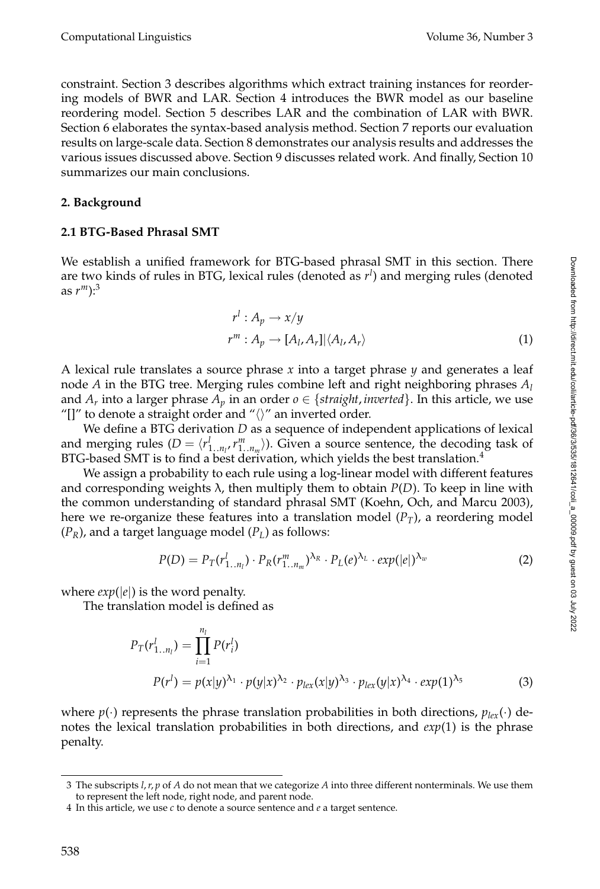constraint. Section 3 describes algorithms which extract training instances for reordering models of BWR and LAR. Section 4 introduces the BWR model as our baseline reordering model. Section 5 describes LAR and the combination of LAR with BWR. Section 6 elaborates the syntax-based analysis method. Section 7 reports our evaluation results on large-scale data. Section 8 demonstrates our analysis results and addresses the various issues discussed above. Section 9 discusses related work. And finally, Section 10 summarizes our main conclusions.

## 2. Background

### 2.1 BTG-Based Phrasal SMT

We establish a unified framework for BTG-based phrasal SMT in this section. There are two kinds of rules in BTG, lexical rules (denoted as $r^l$) and merging rules (denoted as $r^m$):[3]

$$\begin{aligned} r^l &: A_p \rightarrow x/y \\ r^m &: A_p \rightarrow [A_l, A_r] | \langle A_l, A_r \rangle \end{aligned} \tag{1}$$

A lexical rule translates a source phrase $x$ into a target phrase $y$ and generates a leaf node $A$ in the BTG tree. Merging rules combine left and right neighboring phrases $A_l$ and $A_r$ into a larger phrase $A_p$ in an order $o \in \{straight, inverted\}$. In this article, we use "[]" to denote a straight order and "$\langle\rangle$" an inverted order.

We define a BTG derivation $D$ as a sequence of independent applications of lexical and merging rules ($D = \langle r^l_{1..n_l}, r^m_{1..n_m} \rangle$). Given a source sentence, the decoding task of BTG-based SMT is to find a best derivation, which yields the best translation.[4]

We assign a probability to each rule using a log-linear model with different features and corresponding weights $\lambda$, then multiply them to obtain $P(D)$. To keep in line with the common understanding of standard phrasal SMT (Koehn, Och, and Marcu 2003), here we re-organize these features into a translation model ($P_T$), a reordering model ($P_R$), and a target language model ($P_L$) as follows:

$$P(D) = P_T(r^l_{1..n_l}) \cdot P_R(r^m_{1..n_m})^{\lambda_R} \cdot P_L(e)^{\lambda_L} \cdot exp(|e|)^{\lambda_w} \tag{2}$$

where $exp(|e|)$ is the word penalty.

The translation model is defined as

$$\begin{aligned} P_T(r^l_{1..n_l}) &= \prod_{i=1}^{n_l} P(r^l_i) \\ P(r^l) &= p(x|y)^{\lambda_1} \cdot p(y|x)^{\lambda_2} \cdot p_{lex}(x|y)^{\lambda_3} \cdot p_{lex}(y|x)^{\lambda_4} \cdot exp(1)^{\lambda_5} \end{aligned} \tag{3}$$

where $p(\cdot)$ represents the phrase translation probabilities in both directions, $p_{lex}(\cdot)$ denotes the lexical translation probabilities in both directions, and $exp(1)$ is the phrase penalty.

---

[3] The subscripts $l, r, p$ of $A$ do not mean that we categorize $A$ into three different nonterminals. We use them to represent the left node, right node, and parent node.

[4] In this article, we use $c$ to denote a source sentence and $e$ a target sentence.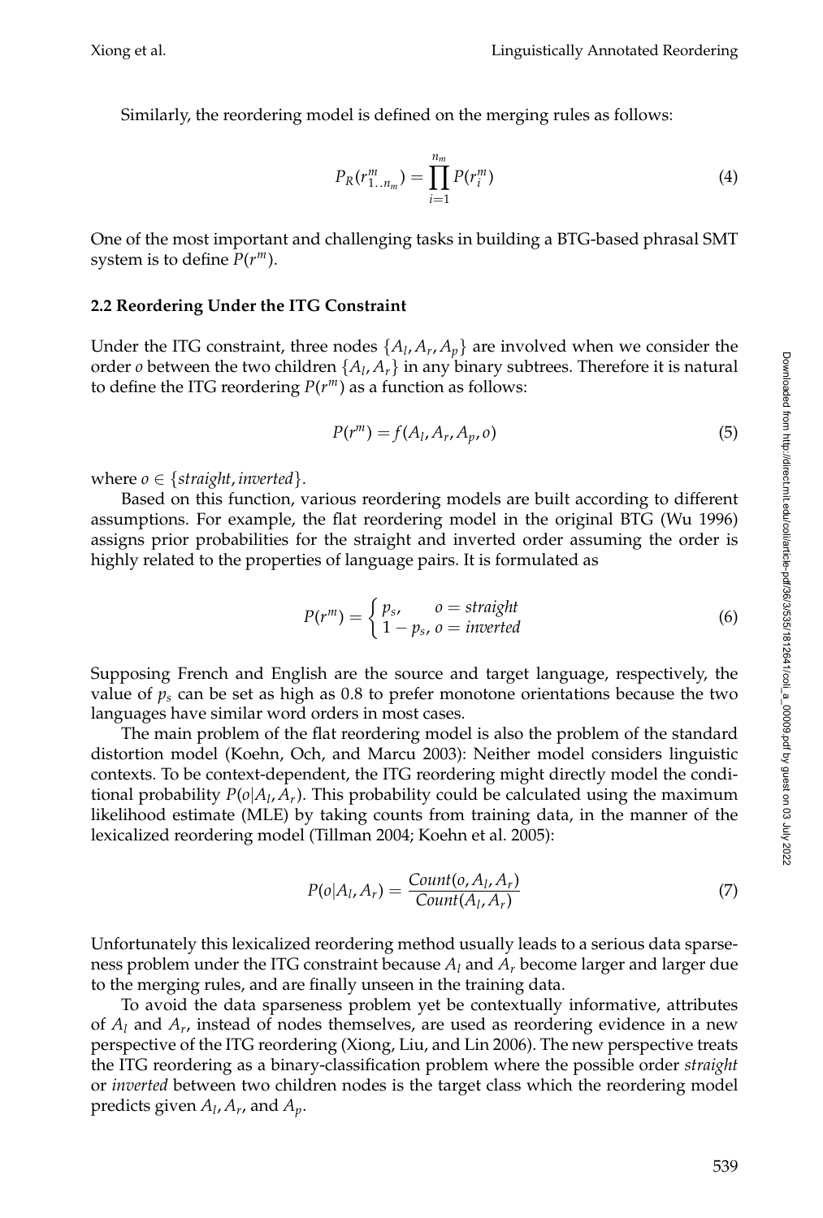Similarly, the reordering model is defined on the merging rules as follows:

$$P_R(r^m_{1..n_m}) = \prod_{i=1}^{n_m} P(r^m_i) \tag{4}$$

One of the most important and challenging tasks in building a BTG-based phrasal SMT system is to define $P(r^m)$.

### 2.2 Reordering Under the ITG Constraint

Under the ITG constraint, three nodes $\{A_l, A_r, A_p\}$ are involved when we consider the order $o$ between the two children $\{A_l, A_r\}$ in any binary subtrees. Therefore it is natural to define the ITG reordering $P(r^m)$ as a function as follows:

$$P(r^m) = f(A_l, A_r, A_p, o) \tag{5}$$

where $o \in \{straight, inverted\}$.

Based on this function, various reordering models are built according to different assumptions. For example, the flat reordering model in the original BTG (Wu 1996) assigns prior probabilities for the straight and inverted order assuming the order is highly related to the properties of language pairs. It is formulated as

$$P(r^m) = \begin{cases} p_s, & o = straight \\ 1 - p_s, & o = inverted \end{cases} \tag{6}$$

Supposing French and English are the source and target language, respectively, the value of $p_s$ can be set as high as 0.8 to prefer monotone orientations because the two languages have similar word orders in most cases.

The main problem of the flat reordering model is also the problem of the standard distortion model (Koehn, Och, and Marcu 2003): Neither model considers linguistic contexts. To be context-dependent, the ITG reordering might directly model the conditional probability $P(o|A_l, A_r)$. This probability could be calculated using the maximum likelihood estimate (MLE) by taking counts from training data, in the manner of the lexicalized reordering model (Tillman 2004; Koehn et al. 2005):

$$P(o|A_l, A_r) = \frac{Count(o, A_l, A_r)}{Count(A_l, A_r)} \tag{7}$$

Unfortunately this lexicalized reordering method usually leads to a serious data sparseness problem under the ITG constraint because $A_l$ and $A_r$ become larger and larger due to the merging rules, and are finally unseen in the training data.

To avoid the data sparseness problem yet be contextually informative, attributes of $A_l$ and $A_r$, instead of nodes themselves, are used as reordering evidence in a new perspective of the ITG reordering (Xiong, Liu, and Lin 2006). The new perspective treats the ITG reordering as a binary-classification problem where the possible order *straight* or *inverted* between two children nodes is the target class which the reordering model predicts given $A_l$, $A_r$, and $A_p$.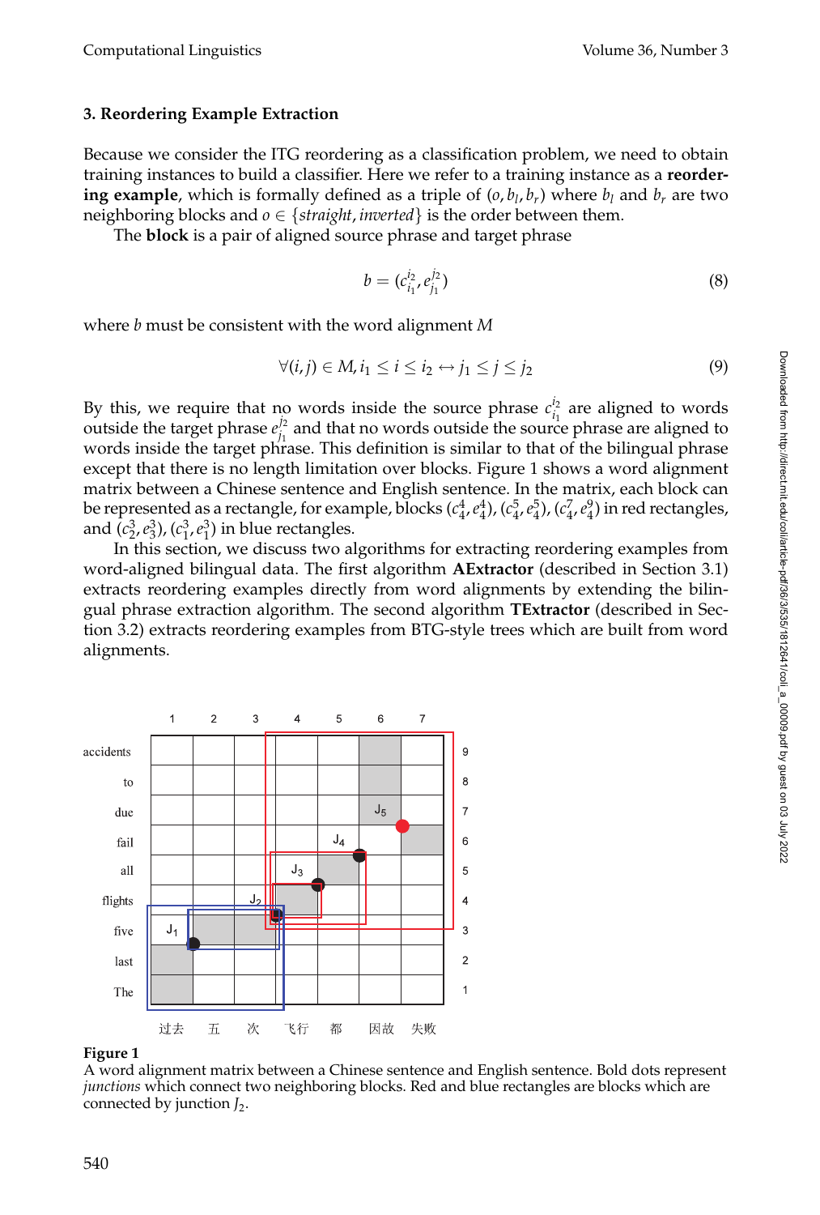## 3. Reordering Example Extraction

Because we consider the ITG reordering as a classification problem, we need to obtain training instances to build a classifier. Here we refer to a training instance as a **reordering example**, which is formally defined as a triple of $(o, b_l, b_r)$ where $b_l$ and $b_r$ are two neighboring blocks and $o \in \{straight, inverted\}$ is the order between them.

The **block** is a pair of aligned source phrase and target phrase

$$b = (c_{i_1}^{i_2}, e_{j_1}^{j_2}) \tag{8}$$

where $b$ must be consistent with the word alignment $M$

$$\forall (i, j) \in M, i_1 \leq i \leq i_2 \leftrightarrow j_1 \leq j \leq j_2 \tag{9}$$

By this, we require that no words inside the source phrase $c_{i_1}^{i_2}$ are aligned to words outside the target phrase $e_{j_1}^{j_2}$ and that no words outside the source phrase are aligned to words inside the target phrase. This definition is similar to that of the bilingual phrase except that there is no length limitation over blocks. Figure 1 shows a word alignment matrix between a Chinese sentence and English sentence. In the matrix, each block can be represented as a rectangle, for example, blocks $(c_4^4, e_4^4)$, $(c_4^5, e_4^5)$, $(c_4^7, e_4^9)$ in red rectangles, and $(c_2^3, e_3^3)$, $(c_1^3, e_1^3)$ in blue rectangles.

In this section, we discuss two algorithms for extracting reordering examples from word-aligned bilingual data. The first algorithm **AExtractor** (described in Section 3.1) extracts reordering examples directly from word alignments by extending the bilingual phrase extraction algorithm. The second algorithm **TExtractor** (described in Section 3.2) extracts reordering examples from BTG-style trees which are built from word alignments.

**Figure 1**
A word alignment matrix between a Chinese sentence and English sentence. Bold dots represent *junctions* which connect two neighboring blocks. Red and blue rectangles are blocks which are connected by junction $J_2$.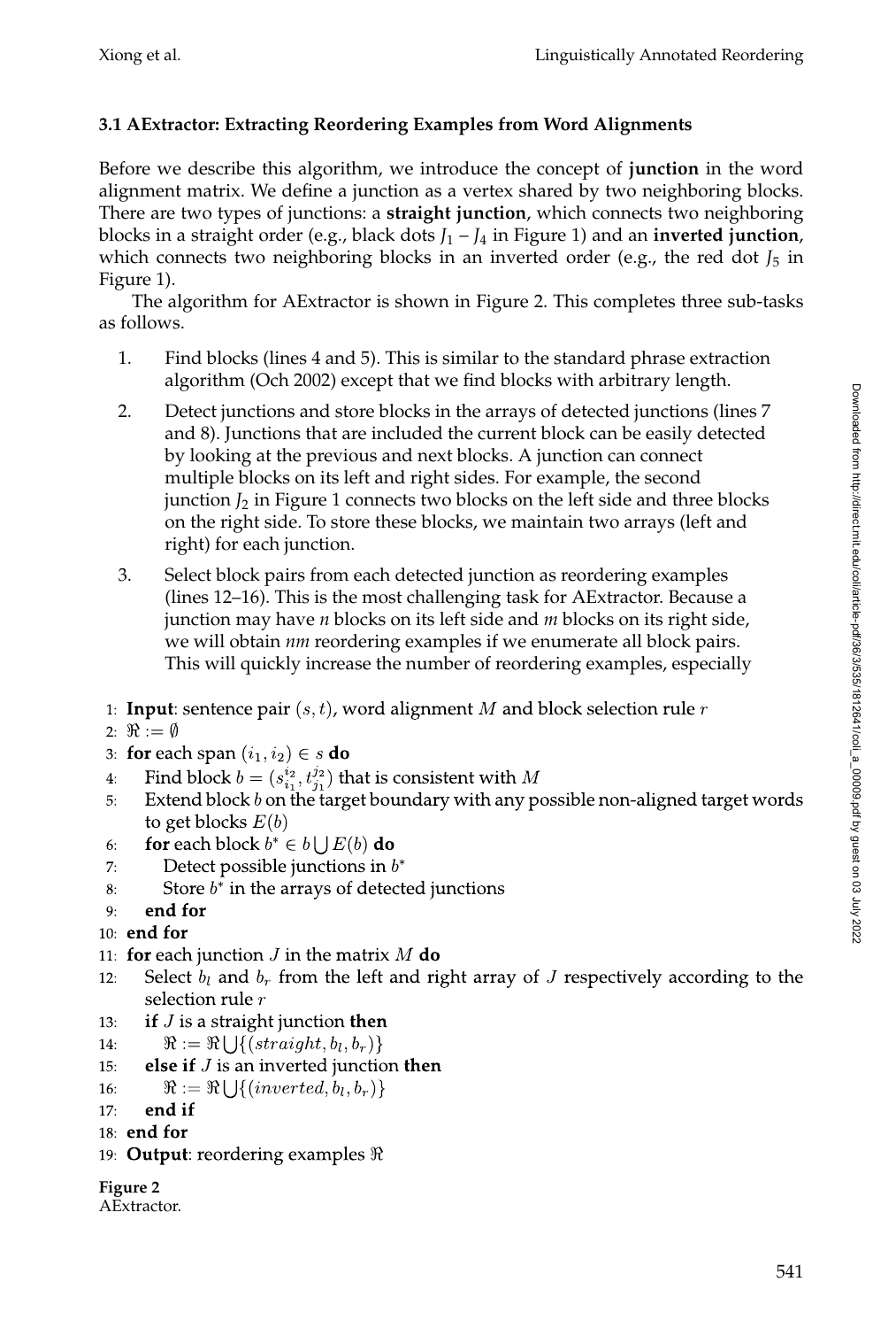### 3.1 AExtractor: Extracting Reordering Examples from Word Alignments

Before we describe this algorithm, we introduce the concept of **junction** in the word alignment matrix. We define a junction as a vertex shared by two neighboring blocks. There are two types of junctions: a **straight junction**, which connects two neighboring blocks in a straight order (e.g., black dots $J_1 - J_4$ in Figure 1) and an **inverted junction**, which connects two neighboring blocks in an inverted order (e.g., the red dot $J_5$ in Figure 1).

The algorithm for AExtractor is shown in Figure 2. This completes three sub-tasks as follows.

1. Find blocks (lines 4 and 5). This is similar to the standard phrase extraction algorithm (Och 2002) except that we find blocks with arbitrary length.
2. Detect junctions and store blocks in the arrays of detected junctions (lines 7 and 8). Junctions that are included the current block can be easily detected by looking at the previous and next blocks. A junction can connect multiple blocks on its left and right sides. For example, the second junction $J_2$ in Figure 1 connects two blocks on the left side and three blocks on the right side. To store these blocks, we maintain two arrays (left and right) for each junction.
3. Select block pairs from each detected junction as reordering examples (lines 12–16). This is the most challenging task for AExtractor. Because a junction may have *n* blocks on its left side and *m* blocks on its right side, we will obtain *nm* reordering examples if we enumerate all block pairs. This will quickly increase the number of reordering examples, especially

1: **Input**: sentence pair $(s, t)$, word alignment $M$ and block selection rule $r$
2: $\Re := \emptyset$
3: **for** each span $(i_1, i_2) \in s$ **do**
4: &nbsp;&nbsp;&nbsp;&nbsp;Find block $b = (s_{i_1}^{i_2}, t_{j_1}^{j_2})$ that is consistent with $M$
5: &nbsp;&nbsp;&nbsp;&nbsp;Extend block $b$ on the target boundary with any possible non-aligned target words to get blocks $E(b)$
6: &nbsp;&nbsp;&nbsp;&nbsp;**for** each block $b^* \in b \bigcup E(b)$ **do**
7: &nbsp;&nbsp;&nbsp;&nbsp;&nbsp;&nbsp;&nbsp;&nbsp;Detect possible junctions in $b^*$
8: &nbsp;&nbsp;&nbsp;&nbsp;&nbsp;&nbsp;&nbsp;&nbsp;Store $b^*$ in the arrays of detected junctions
9: &nbsp;&nbsp;&nbsp;&nbsp;**end for**
10: **end for**
11: **for** each junction $J$ in the matrix $M$ **do**
12: &nbsp;&nbsp;&nbsp;&nbsp;Select $b_l$ and $b_r$ from the left and right array of $J$ respectively according to the selection rule $r$
13: &nbsp;&nbsp;&nbsp;&nbsp;**if** $J$ is a straight junction **then**
14: &nbsp;&nbsp;&nbsp;&nbsp;&nbsp;&nbsp;&nbsp;&nbsp;$\Re := \Re \bigcup \{(straight, b_l, b_r)\}$
15: &nbsp;&nbsp;&nbsp;&nbsp;**else if** $J$ is an inverted junction **then**
16: &nbsp;&nbsp;&nbsp;&nbsp;&nbsp;&nbsp;&nbsp;&nbsp;$\Re := \Re \bigcup \{(inverted, b_l, b_r)\}$
17: &nbsp;&nbsp;&nbsp;&nbsp;**end if**
18: **end for**
19: **Output**: reordering examples $\Re$

**Figure 2**
AExtractor.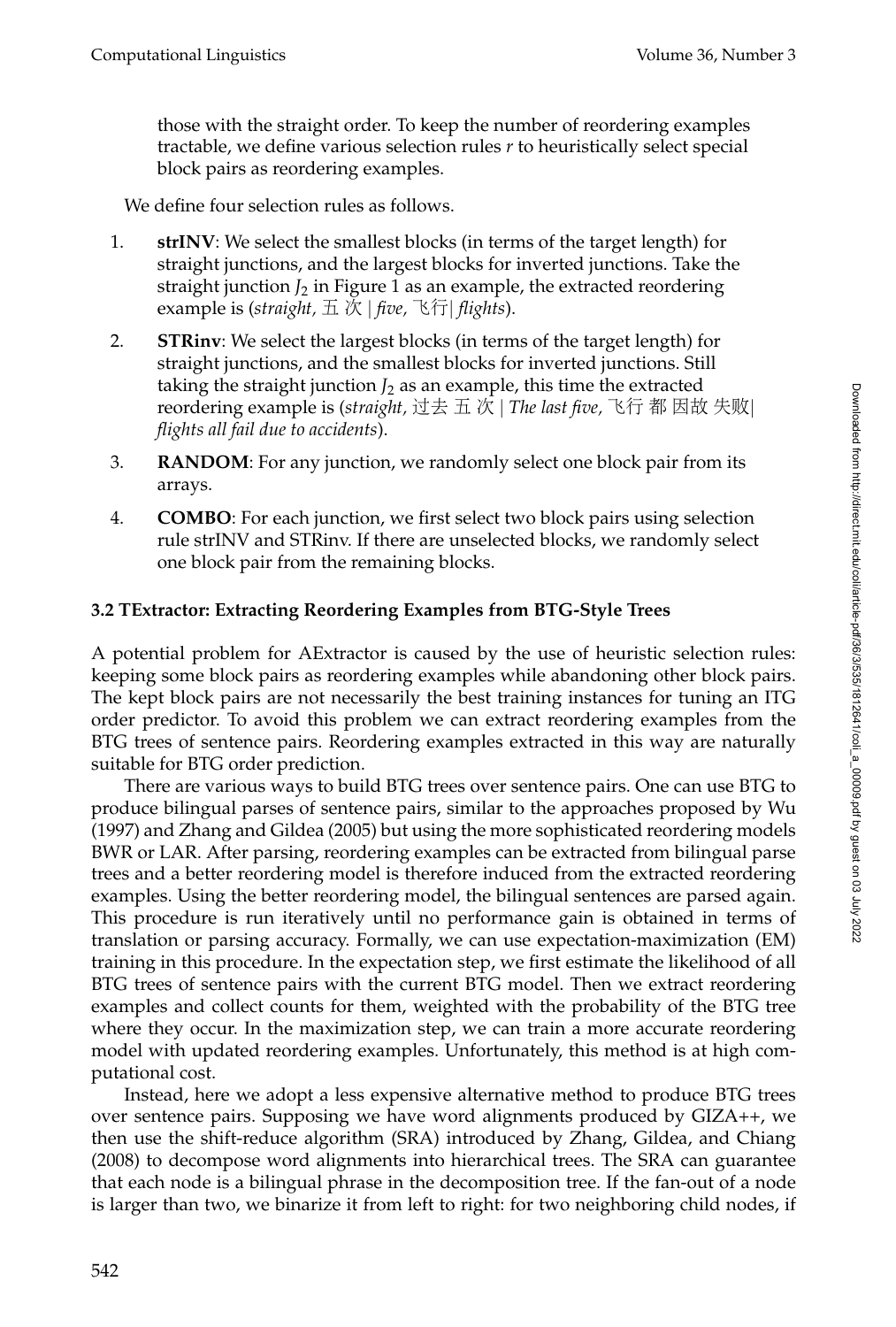those with the straight order. To keep the number of reordering examples tractable, we define various selection rules *r* to heuristically select special block pairs as reordering examples.

We define four selection rules as follows.

1. **strINV**: We select the smallest blocks (in terms of the target length) for straight junctions, and the largest blocks for inverted junctions. Take the straight junction $J_2$ in Figure 1 as an example, the extracted reordering example is (*straight*, 五 次 | *five*, 飞行| *flights*).
2. **STRinv**: We select the largest blocks (in terms of the target length) for straight junctions, and the smallest blocks for inverted junctions. Still taking the straight junction $J_2$ as an example, this time the extracted reordering example is (*straight*, 过去 五 次 | *The last five*, 飞行 都 因故 失败| *flights all fail due to accidents*).
3. **RANDOM**: For any junction, we randomly select one block pair from its arrays.
4. **COMBO**: For each junction, we first select two block pairs using selection rule strINV and STRinv. If there are unselected blocks, we randomly select one block pair from the remaining blocks.

### 3.2 TExtractor: Extracting Reordering Examples from BTG-Style Trees

A potential problem for AExtractor is caused by the use of heuristic selection rules: keeping some block pairs as reordering examples while abandoning other block pairs. The kept block pairs are not necessarily the best training instances for tuning an ITG order predictor. To avoid this problem we can extract reordering examples from the BTG trees of sentence pairs. Reordering examples extracted in this way are naturally suitable for BTG order prediction.

There are various ways to build BTG trees over sentence pairs. One can use BTG to produce bilingual parses of sentence pairs, similar to the approaches proposed by Wu (1997) and Zhang and Gildea (2005) but using the more sophisticated reordering models BWR or LAR. After parsing, reordering examples can be extracted from bilingual parse trees and a better reordering model is therefore induced from the extracted reordering examples. Using the better reordering model, the bilingual sentences are parsed again. This procedure is run iteratively until no performance gain is obtained in terms of translation or parsing accuracy. Formally, we can use expectation-maximization (EM) training in this procedure. In the expectation step, we first estimate the likelihood of all BTG trees of sentence pairs with the current BTG model. Then we extract reordering examples and collect counts for them, weighted with the probability of the BTG tree where they occur. In the maximization step, we can train a more accurate reordering model with updated reordering examples. Unfortunately, this method is at high computational cost.

Instead, here we adopt a less expensive alternative method to produce BTG trees over sentence pairs. Supposing we have word alignments produced by GIZA++, we then use the shift-reduce algorithm (SRA) introduced by Zhang, Gildea, and Chiang (2008) to decompose word alignments into hierarchical trees. The SRA can guarantee that each node is a bilingual phrase in the decomposition tree. If the fan-out of a node is larger than two, we binarize it from left to right: for two neighboring child nodes, if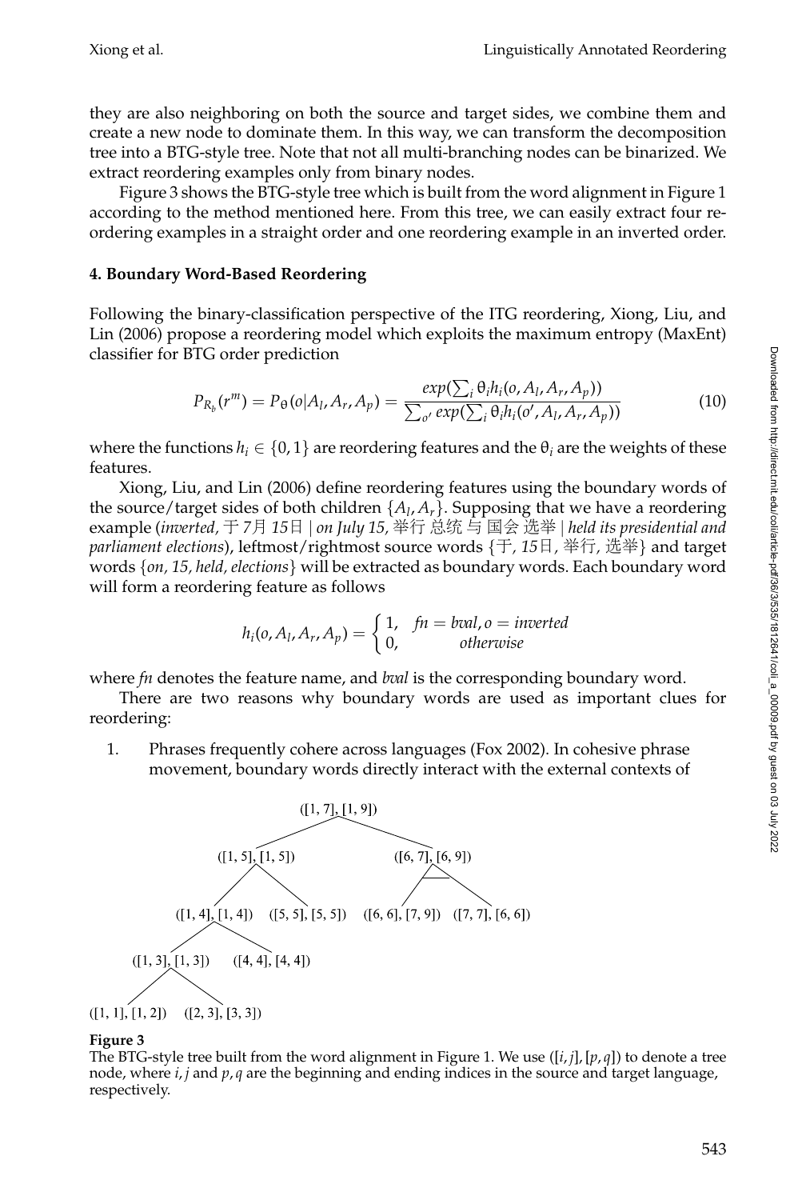they are also neighboring on both the source and target sides, we combine them and create a new node to dominate them. In this way, we can transform the decomposition tree into a BTG-style tree. Note that not all multi-branching nodes can be binarized. We extract reordering examples only from binary nodes.

Figure 3 shows the BTG-style tree which is built from the word alignment in Figure 1 according to the method mentioned here. From this tree, we can easily extract four reordering examples in a straight order and one reordering example in an inverted order.

#### 4. Boundary Word-Based Reordering

Following the binary-classification perspective of the ITG reordering, Xiong, Liu, and Lin (2006) propose a reordering model which exploits the maximum entropy (MaxEnt) classifier for BTG order prediction

$$P_{R_b}(r^m) = P_\theta(o|A_l, A_r, A_p) = \frac{exp(\sum_i \theta_i h_i(o, A_l, A_r, A_p))}{\sum_{o'} exp(\sum_i \theta_i h_i(o', A_l, A_r, A_p))} \tag{10}$$

where the functions $h_i \in \{0, 1\}$ are reordering features and the $\theta_i$ are the weights of these features.

Xiong, Liu, and Lin (2006) define reordering features using the boundary words of the source/target sides of both children $\{A_l, A_r\}$. Supposing that we have a reordering example (*inverted,* 于 *7*月 *15*日 *| on July 15,* 举行 总统 与 国会 选举 *| held its presidential and parliament elections*), leftmost/rightmost source words {于, *15*日, 举行, 选举} and target words {*on, 15, held, elections*} will be extracted as boundary words. Each boundary word will form a reordering feature as follows

$$h_i(o, A_l, A_r, A_p) = \begin{cases} 1, & fn = bval, o = inverted \\ 0, & otherwise \end{cases}$$

where *fn* denotes the feature name, and *bval* is the corresponding boundary word.

There are two reasons why boundary words are used as important clues for reordering:

1. Phrases frequently cohere across languages (Fox 2002). In cohesive phrase movement, boundary words directly interact with the external contexts of

**Figure 3**
The BTG-style tree built from the word alignment in Figure 1. We use $([i, j], [p, q])$ to denote a tree node, where $i, j$ and $p, q$ are the beginning and ending indices in the source and target language, respectively.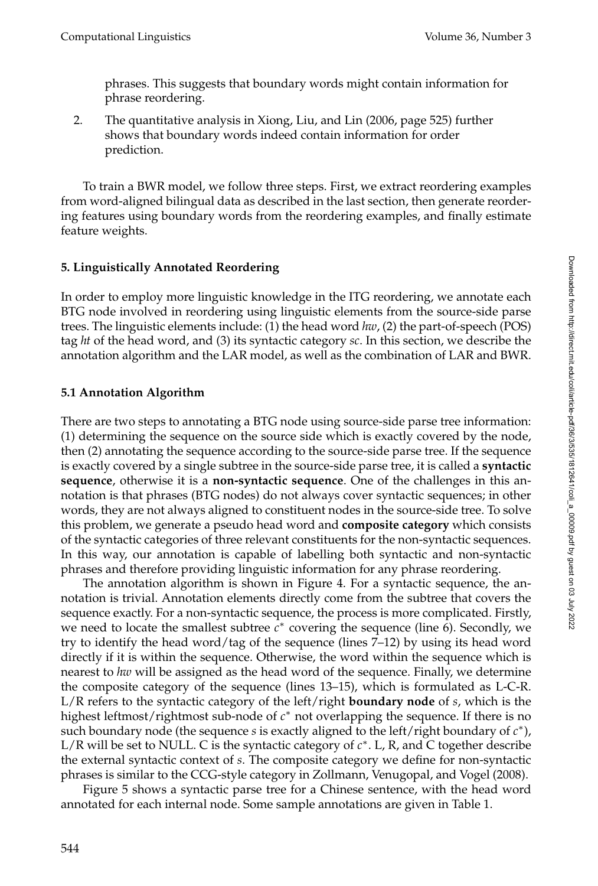phrases. This suggests that boundary words might contain information for phrase reordering.

2. The quantitative analysis in Xiong, Liu, and Lin (2006, page 525) further shows that boundary words indeed contain information for order prediction.

To train a BWR model, we follow three steps. First, we extract reordering examples from word-aligned bilingual data as described in the last section, then generate reordering features using boundary words from the reordering examples, and finally estimate feature weights.

## 5. Linguistically Annotated Reordering

In order to employ more linguistic knowledge in the ITG reordering, we annotate each BTG node involved in reordering using linguistic elements from the source-side parse trees. The linguistic elements include: (1) the head word *hw*, (2) the part-of-speech (POS) tag *ht* of the head word, and (3) its syntactic category *sc*. In this section, we describe the annotation algorithm and the LAR model, as well as the combination of LAR and BWR.

### 5.1 Annotation Algorithm

There are two steps to annotating a BTG node using source-side parse tree information: (1) determining the sequence on the source side which is exactly covered by the node, then (2) annotating the sequence according to the source-side parse tree. If the sequence is exactly covered by a single subtree in the source-side parse tree, it is called a **syntactic sequence**, otherwise it is a **non-syntactic sequence**. One of the challenges in this annotation is that phrases (BTG nodes) do not always cover syntactic sequences; in other words, they are not always aligned to constituent nodes in the source-side tree. To solve this problem, we generate a pseudo head word and **composite category** which consists of the syntactic categories of three relevant constituents for the non-syntactic sequences. In this way, our annotation is capable of labelling both syntactic and non-syntactic phrases and therefore providing linguistic information for any phrase reordering.

The annotation algorithm is shown in Figure 4. For a syntactic sequence, the annotation is trivial. Annotation elements directly come from the subtree that covers the sequence exactly. For a non-syntactic sequence, the process is more complicated. Firstly, we need to locate the smallest subtree $c^*$ covering the sequence (line 6). Secondly, we try to identify the head word/tag of the sequence (lines 7–12) by using its head word directly if it is within the sequence. Otherwise, the word within the sequence which is nearest to *hw* will be assigned as the head word of the sequence. Finally, we determine the composite category of the sequence (lines 13–15), which is formulated as L-C-R. L/R refers to the syntactic category of the left/right **boundary node** of $s$, which is the highest leftmost/rightmost sub-node of $c^*$ not overlapping the sequence. If there is no such boundary node (the sequence $s$ is exactly aligned to the left/right boundary of $c^*$), L/R will be set to NULL. C is the syntactic category of $c^*$. L, R, and C together describe the external syntactic context of $s$. The composite category we define for non-syntactic phrases is similar to the CCG-style category in Zollmann, Venugopal, and Vogel (2008).

Figure 5 shows a syntactic parse tree for a Chinese sentence, with the head word annotated for each internal node. Some sample annotations are given in Table 1.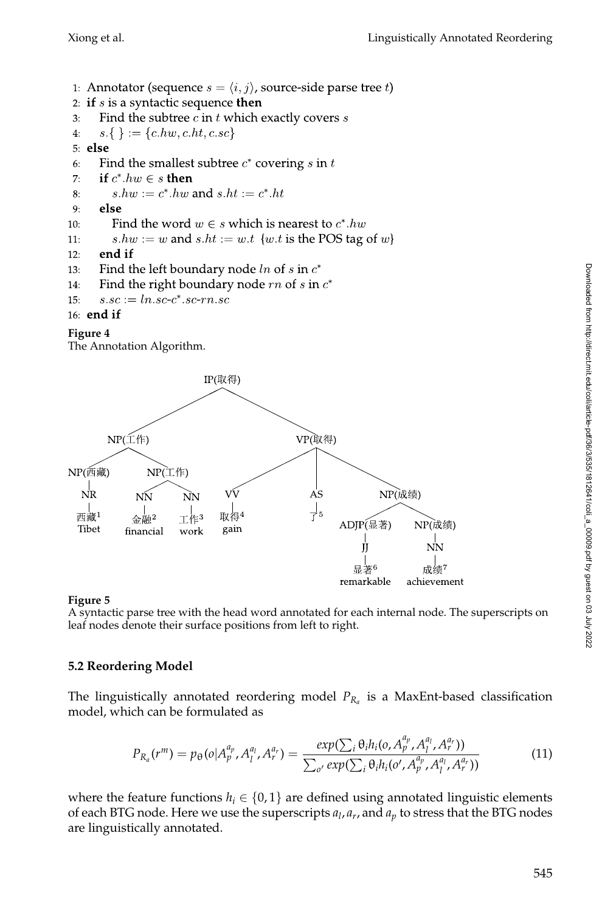```
1:  Annotator (sequence s = ⟨i, j⟩, source-side parse tree t)
2:  if s is a syntactic sequence then
3:     Find the subtree c in t which exactly covers s
4:     s.{ } := {c.hw, c.ht, c.sc}
5:  else
6:     Find the smallest subtree c* covering s in t
7:     if c*.hw ∈ s then
8:        s.hw := c*.hw and s.ht := c*.ht
9:     else
10:       Find the word w ∈ s which is nearest to c*.hw
11:       s.hw := w and s.ht := w.t  {w.t is the POS tag of w}
12:    end if
13:    Find the left boundary node ln of s in c*
14:    Find the right boundary node rn of s in c*
15:    s.sc := ln.sc-c*.sc-rn.sc
16: end if
```

**Figure 4**
The Annotation Algorithm.

```
IP(取得)
├── NP(工作)
│   ├── NP(西藏)
│   │   └── NR
│   │       └── 西藏1  Tibet
│   └── NP(工作)
│       ├── NN
│       │   └── 金融2  financial
│       └── NN
│           └── 工作3  work
└── VP(取得)
    ├── VV
    │   └── 取得4  gain
    ├── AS
    │   └── 了5
    └── NP(成绩)
        ├── ADJP(显著)
        │   └── JJ
        │       └── 显著6  remarkable
        └── NP(成绩)
            └── NN
                └── 成绩7  achievement
```

**Figure 5**
A syntactic parse tree with the head word annotated for each internal node. The superscripts on leaf nodes denote their surface positions from left to right.

### 5.2 Reordering Model

The linguistically annotated reordering model $P_{R_a}$ is a MaxEnt-based classification model, which can be formulated as

$$P_{R_a}(r^m) = p_\theta(o|A_p^{a_p}, A_l^{a_l}, A_r^{a_r}) = \frac{exp(\sum_i \theta_i h_i(o, A_p^{a_p}, A_l^{a_l}, A_r^{a_r}))}{\sum_{o'} exp(\sum_i \theta_i h_i(o', A_p^{a_p}, A_l^{a_l}, A_r^{a_r}))} \tag{11}$$

where the feature functions $h_i \in \{0, 1\}$ are defined using annotated linguistic elements of each BTG node. Here we use the superscripts $a_l$, $a_r$, and $a_p$ to stress that the BTG nodes are linguistically annotated.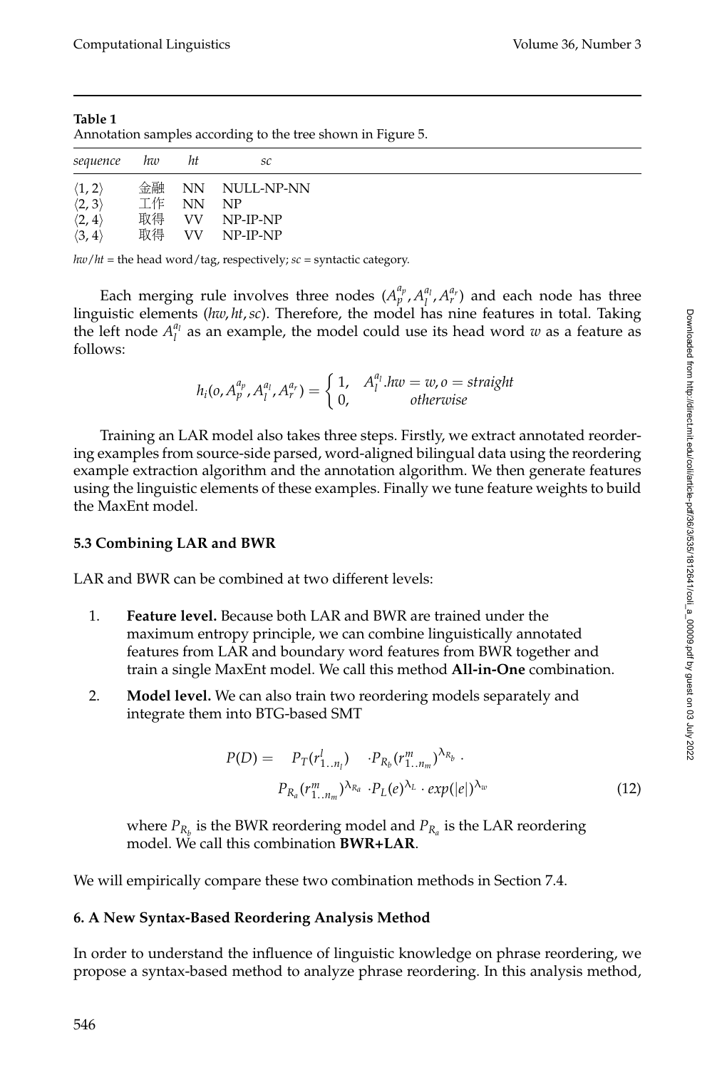**Table 1**
Annotation samples according to the tree shown in Figure 5.

| *sequence* | *hw* | *ht* | *sc* |
|---|---|---|---|
| $\langle 1, 2\rangle$ | 金融 | NN | NULL-NP-NN |
| $\langle 2, 3\rangle$ | 工作 | NN | NP |
| $\langle 2, 4\rangle$ | 取得 | VV | NP-IP-NP |
| $\langle 3, 4\rangle$ | 取得 | VV | NP-IP-NP |

*hw*/*ht* = the head word/tag, respectively; *sc* = syntactic category.

Each merging rule involves three nodes ($A_p^{a_p}, A_l^{a_l}, A_r^{a_r}$) and each node has three linguistic elements (*hw*, *ht*, *sc*). Therefore, the model has nine features in total. Taking the left node $A_l^{a_l}$ as an example, the model could use its head word $w$ as a feature as follows:

$$h_i(o, A_p^{a_p}, A_l^{a_l}, A_r^{a_r}) = \begin{cases} 1, & A_l^{a_l}.hw = w, o = straight \\ 0, & otherwise \end{cases}$$

Training an LAR model also takes three steps. Firstly, we extract annotated reordering examples from source-side parsed, word-aligned bilingual data using the reordering example extraction algorithm and the annotation algorithm. We then generate features using the linguistic elements of these examples. Finally we tune feature weights to build the MaxEnt model.

### 5.3 Combining LAR and BWR

LAR and BWR can be combined at two different levels:

1. **Feature level.** Because both LAR and BWR are trained under the maximum entropy principle, we can combine linguistically annotated features from LAR and boundary word features from BWR together and train a single MaxEnt model. We call this method **All-in-One** combination.
2. **Model level.** We can also train two reordering models separately and integrate them into BTG-based SMT

$$\begin{aligned} P(D) = \quad & P_T(r_{1..n_l}^l) \quad \cdot P_{R_b}(r_{1..n_m}^m)^{\lambda_{R_b}} \cdot \\ & P_{R_a}(r_{1..n_m}^m)^{\lambda_{R_a}} \cdot P_L(e)^{\lambda_L} \cdot exp(|e|)^{\lambda_w} \end{aligned} \tag{12}$$

   where $P_{R_b}$ is the BWR reordering model and $P_{R_a}$ is the LAR reordering model. We call this combination **BWR+LAR**.

We will empirically compare these two combination methods in Section 7.4.

## 6. A New Syntax-Based Reordering Analysis Method

In order to understand the influence of linguistic knowledge on phrase reordering, we propose a syntax-based method to analyze phrase reordering. In this analysis method,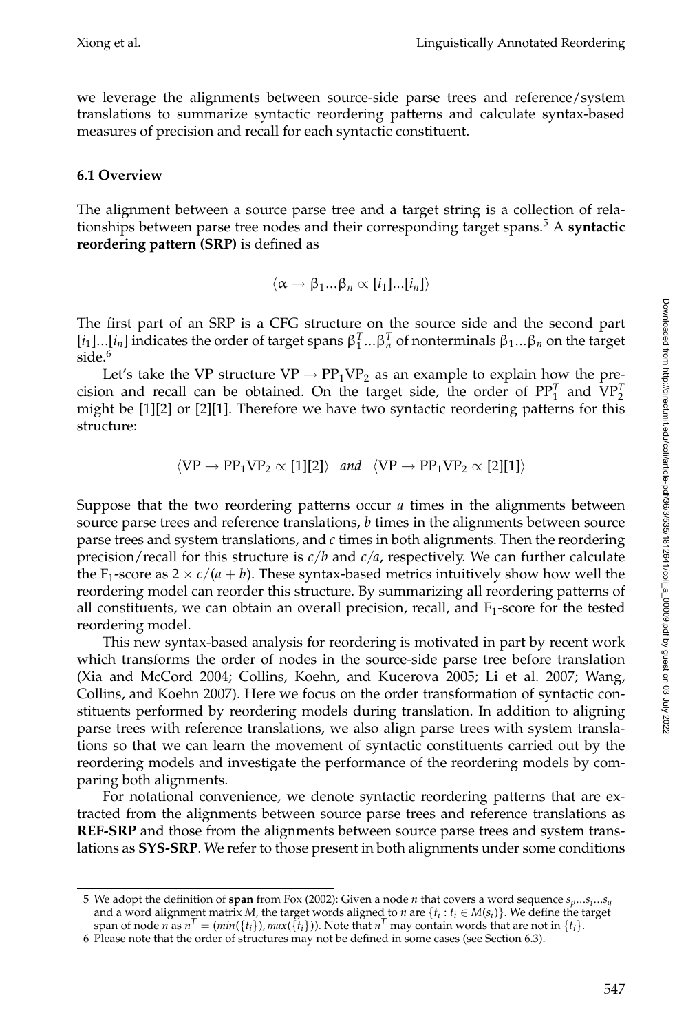we leverage the alignments between source-side parse trees and reference/system translations to summarize syntactic reordering patterns and calculate syntax-based measures of precision and recall for each syntactic constituent.

### 6.1 Overview

The alignment between a source parse tree and a target string is a collection of relationships between parse tree nodes and their corresponding target spans.[5] A **syntactic reordering pattern (SRP)** is defined as

$$\langle \alpha \rightarrow \beta_1 ... \beta_n \propto [i_1]...[i_n] \rangle$$

The first part of an SRP is a CFG structure on the source side and the second part $[i_1]...[i_n]$ indicates the order of target spans $\beta_1^T ... \beta_n^T$ of nonterminals $\beta_1 ... \beta_n$ on the target side.[6]

Let's take the VP structure $\text{VP} \rightarrow \text{PP}_1 \text{VP}_2$ as an example to explain how the precision and recall can be obtained. On the target side, the order of $\text{PP}_1^T$ and $\text{VP}_2^T$ might be [1][2] or [2][1]. Therefore we have two syntactic reordering patterns for this structure:

$$\langle \text{VP} \rightarrow \text{PP}_1 \text{VP}_2 \propto [1][2] \rangle \quad \textit{and} \quad \langle \text{VP} \rightarrow \text{PP}_1 \text{VP}_2 \propto [2][1] \rangle$$

Suppose that the two reordering patterns occur $a$ times in the alignments between source parse trees and reference translations, $b$ times in the alignments between source parse trees and system translations, and $c$ times in both alignments. Then the reordering precision/recall for this structure is $c/b$ and $c/a$, respectively. We can further calculate the $\text{F}_1$-score as $2 \times c/(a+b)$. These syntax-based metrics intuitively show how well the reordering model can reorder this structure. By summarizing all reordering patterns of all constituents, we can obtain an overall precision, recall, and $\text{F}_1$-score for the tested reordering model.

This new syntax-based analysis for reordering is motivated in part by recent work which transforms the order of nodes in the source-side parse tree before translation (Xia and McCord 2004; Collins, Koehn, and Kucerova 2005; Li et al. 2007; Wang, Collins, and Koehn 2007). Here we focus on the order transformation of syntactic constituents performed by reordering models during translation. In addition to aligning parse trees with reference translations, we also align parse trees with system translations so that we can learn the movement of syntactic constituents carried out by the reordering models and investigate the performance of the reordering models by comparing both alignments.

For notational convenience, we denote syntactic reordering patterns that are extracted from the alignments between source parse trees and reference translations as **REF-SRP** and those from the alignments between source parse trees and system translations as **SYS-SRP**. We refer to those present in both alignments under some conditions

---

5 We adopt the definition of **span** from Fox (2002): Given a node $n$ that covers a word sequence $s_p ... s_i ... s_q$ and a word alignment matrix $M$, the target words aligned to $n$ are $\{t_i : t_i \in M(s_i)\}$. We define the target span of node $n$ as $n^T = (min(\{t_i\}), max(\{t_i\}))$. Note that $n^T$ may contain words that are not in $\{t_i\}$.

6 Please note that the order of structures may not be defined in some cases (see Section 6.3).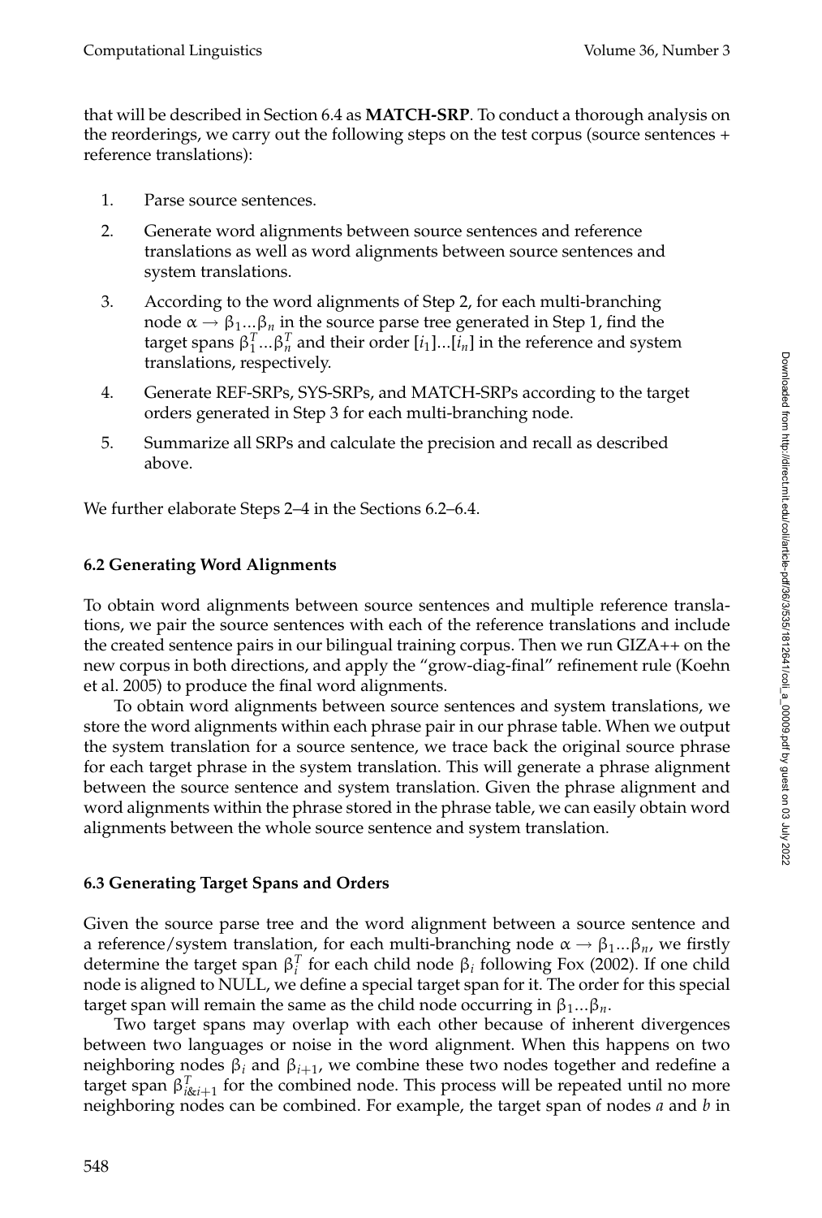that will be described in Section 6.4 as **MATCH-SRP**. To conduct a thorough analysis on the reorderings, we carry out the following steps on the test corpus (source sentences + reference translations):

1. Parse source sentences.
2. Generate word alignments between source sentences and reference translations as well as word alignments between source sentences and system translations.
3. According to the word alignments of Step 2, for each multi-branching node $\alpha \rightarrow \beta_1 ... \beta_n$ in the source parse tree generated in Step 1, find the target spans $\beta_1^T ... \beta_n^T$ and their order $[i_1]...[i_n]$ in the reference and system translations, respectively.
4. Generate REF-SRPs, SYS-SRPs, and MATCH-SRPs according to the target orders generated in Step 3 for each multi-branching node.
5. Summarize all SRPs and calculate the precision and recall as described above.

We further elaborate Steps 2–4 in the Sections 6.2–6.4.

### 6.2 Generating Word Alignments

To obtain word alignments between source sentences and multiple reference translations, we pair the source sentences with each of the reference translations and include the created sentence pairs in our bilingual training corpus. Then we run GIZA++ on the new corpus in both directions, and apply the "grow-diag-final" refinement rule (Koehn et al. 2005) to produce the final word alignments.

To obtain word alignments between source sentences and system translations, we store the word alignments within each phrase pair in our phrase table. When we output the system translation for a source sentence, we trace back the original source phrase for each target phrase in the system translation. This will generate a phrase alignment between the source sentence and system translation. Given the phrase alignment and word alignments within the phrase stored in the phrase table, we can easily obtain word alignments between the whole source sentence and system translation.

### 6.3 Generating Target Spans and Orders

Given the source parse tree and the word alignment between a source sentence and a reference/system translation, for each multi-branching node $\alpha \rightarrow \beta_1 ... \beta_n$, we firstly determine the target span $\beta_i^T$ for each child node $\beta_i$ following Fox (2002). If one child node is aligned to NULL, we define a special target span for it. The order for this special target span will remain the same as the child node occurring in $\beta_1 ... \beta_n$.

Two target spans may overlap with each other because of inherent divergences between two languages or noise in the word alignment. When this happens on two neighboring nodes $\beta_i$ and $\beta_{i+1}$, we combine these two nodes together and redefine a target span $\beta_{i\&i+1}^T$ for the combined node. This process will be repeated until no more neighboring nodes can be combined. For example, the target span of nodes *a* and *b* in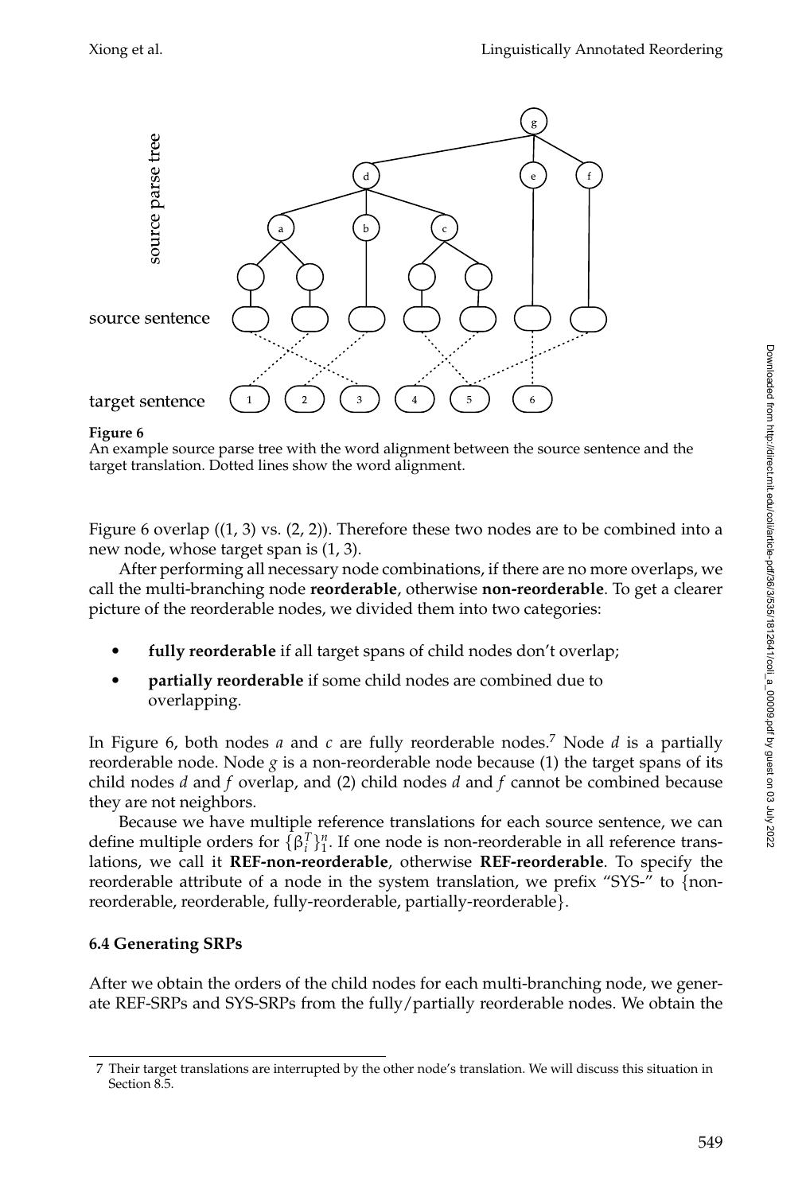**Figure 6**
An example source parse tree with the word alignment between the source sentence and the target translation. Dotted lines show the word alignment.

Figure 6 overlap ((1, 3) vs. (2, 2)). Therefore these two nodes are to be combined into a new node, whose target span is (1, 3).

After performing all necessary node combinations, if there are no more overlaps, we call the multi-branching node **reorderable**, otherwise **non-reorderable**. To get a clearer picture of the reorderable nodes, we divided them into two categories:

- **fully reorderable** if all target spans of child nodes don't overlap;
- **partially reorderable** if some child nodes are combined due to overlapping.

In Figure 6, both nodes *a* and *c* are fully reorderable nodes.[7] Node *d* is a partially reorderable node. Node *g* is a non-reorderable node because (1) the target spans of its child nodes *d* and *f* overlap, and (2) child nodes *d* and *f* cannot be combined because they are not neighbors.

Because we have multiple reference translations for each source sentence, we can define multiple orders for $\{\beta_i^T\}_1^n$. If one node is non-reorderable in all reference translations, we call it **REF-non-reorderable**, otherwise **REF-reorderable**. To specify the reorderable attribute of a node in the system translation, we prefix "SYS-" to {non-reorderable, reorderable, fully-reorderable, partially-reorderable}.

### 6.4 Generating SRPs

After we obtain the orders of the child nodes for each multi-branching node, we generate REF-SRPs and SYS-SRPs from the fully/partially reorderable nodes. We obtain the

[7] Their target translations are interrupted by the other node's translation. We will discuss this situation in Section 8.5.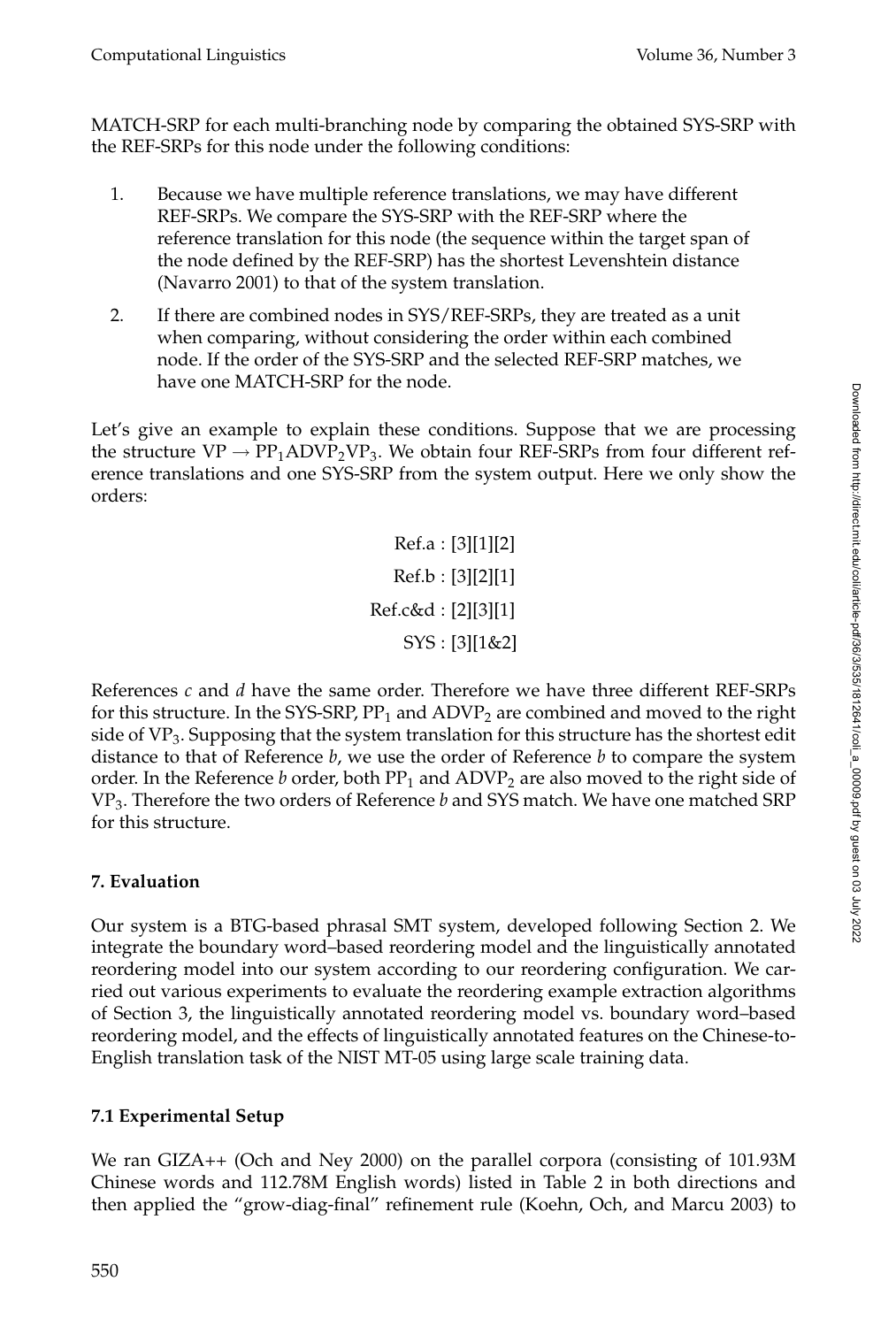MATCH-SRP for each multi-branching node by comparing the obtained SYS-SRP with the REF-SRPs for this node under the following conditions:

1. Because we have multiple reference translations, we may have different REF-SRPs. We compare the SYS-SRP with the REF-SRP where the reference translation for this node (the sequence within the target span of the node defined by the REF-SRP) has the shortest Levenshtein distance (Navarro 2001) to that of the system translation.

2. If there are combined nodes in SYS/REF-SRPs, they are treated as a unit when comparing, without considering the order within each combined node. If the order of the SYS-SRP and the selected REF-SRP matches, we have one MATCH-SRP for the node.

Let's give an example to explain these conditions. Suppose that we are processing the structure VP $\rightarrow$ $PP_1 ADVP_2 VP_3$. We obtain four REF-SRPs from four different reference translations and one SYS-SRP from the system output. Here we only show the orders:

$$
\begin{aligned}
\text{Ref.a} &: [3][1][2] \\
\text{Ref.b} &: [3][2][1] \\
\text{Ref.c\&d} &: [2][3][1] \\
\text{SYS} &: [3][1\&2]
\end{aligned}
$$

References *c* and *d* have the same order. Therefore we have three different REF-SRPs for this structure. In the SYS-SRP, $PP_1$ and $ADVP_2$ are combined and moved to the right side of $VP_3$. Supposing that the system translation for this structure has the shortest edit distance to that of Reference *b*, we use the order of Reference *b* to compare the system order. In the Reference *b* order, both $PP_1$ and $ADVP_2$ are also moved to the right side of $VP_3$. Therefore the two orders of Reference *b* and SYS match. We have one matched SRP for this structure.

## 7. Evaluation

Our system is a BTG-based phrasal SMT system, developed following Section 2. We integrate the boundary word–based reordering model and the linguistically annotated reordering model into our system according to our reordering configuration. We carried out various experiments to evaluate the reordering example extraction algorithms of Section 3, the linguistically annotated reordering model vs. boundary word–based reordering model, and the effects of linguistically annotated features on the Chinese-to-English translation task of the NIST MT-05 using large scale training data.

### 7.1 Experimental Setup

We ran GIZA++ (Och and Ney 2000) on the parallel corpora (consisting of 101.93M Chinese words and 112.78M English words) listed in Table 2 in both directions and then applied the "grow-diag-final" refinement rule (Koehn, Och, and Marcu 2003) to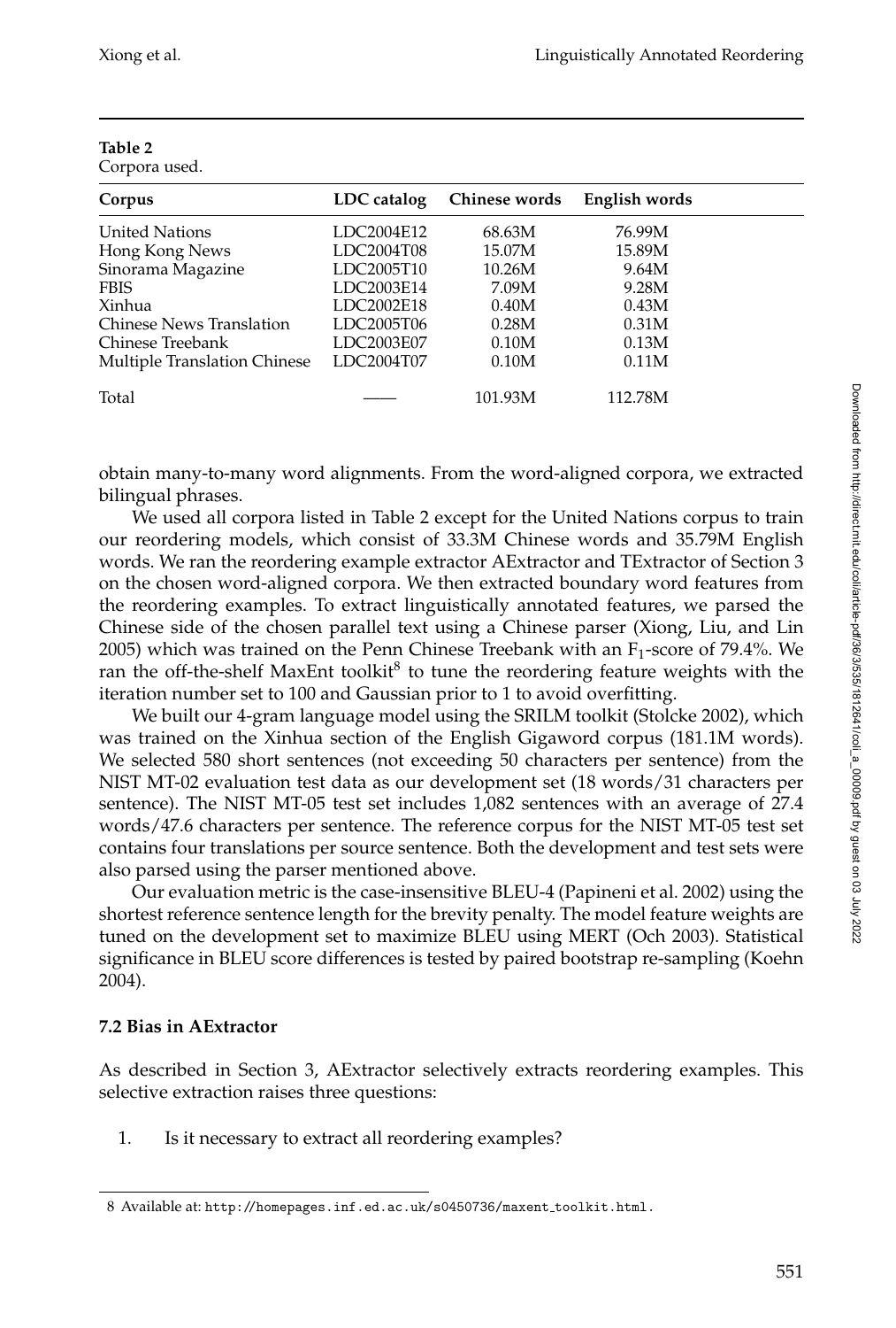**Table 2**
Corpora used.

| Corpus | LDC catalog | Chinese words | English words |
|---|---|---|---|
| United Nations | LDC2004E12 | 68.63M | 76.99M |
| Hong Kong News | LDC2004T08 | 15.07M | 15.89M |
| Sinorama Magazine | LDC2005T10 | 10.26M | 9.64M |
| FBIS | LDC2003E14 | 7.09M | 9.28M |
| Xinhua | LDC2002E18 | 0.40M | 0.43M |
| Chinese News Translation | LDC2005T06 | 0.28M | 0.31M |
| Chinese Treebank | LDC2003E07 | 0.10M | 0.13M |
| Multiple Translation Chinese | LDC2004T07 | 0.10M | 0.11M |
| Total | —— | 101.93M | 112.78M |

obtain many-to-many word alignments. From the word-aligned corpora, we extracted bilingual phrases.

We used all corpora listed in Table 2 except for the United Nations corpus to train our reordering models, which consist of 33.3M Chinese words and 35.79M English words. We ran the reordering example extractor AExtractor and TExtractor of Section 3 on the chosen word-aligned corpora. We then extracted boundary word features from the reordering examples. To extract linguistically annotated features, we parsed the Chinese side of the chosen parallel text using a Chinese parser (Xiong, Liu, and Lin 2005) which was trained on the Penn Chinese Treebank with an $F_1$-score of 79.4%. We ran the off-the-shelf MaxEnt toolkit[8] to tune the reordering feature weights with the iteration number set to 100 and Gaussian prior to 1 to avoid overfitting.

We built our 4-gram language model using the SRILM toolkit (Stolcke 2002), which was trained on the Xinhua section of the English Gigaword corpus (181.1M words). We selected 580 short sentences (not exceeding 50 characters per sentence) from the NIST MT-02 evaluation test data as our development set (18 words/31 characters per sentence). The NIST MT-05 test set includes 1,082 sentences with an average of 27.4 words/47.6 characters per sentence. The reference corpus for the NIST MT-05 test set contains four translations per source sentence. Both the development and test sets were also parsed using the parser mentioned above.

Our evaluation metric is the case-insensitive BLEU-4 (Papineni et al. 2002) using the shortest reference sentence length for the brevity penalty. The model feature weights are tuned on the development set to maximize BLEU using MERT (Och 2003). Statistical significance in BLEU score differences is tested by paired bootstrap re-sampling (Koehn 2004).

### 7.2 Bias in AExtractor

As described in Section 3, AExtractor selectively extracts reordering examples. This selective extraction raises three questions:

1. Is it necessary to extract all reordering examples?

8 Available at: http://homepages.inf.ed.ac.uk/s0450736/maxent_toolkit.html.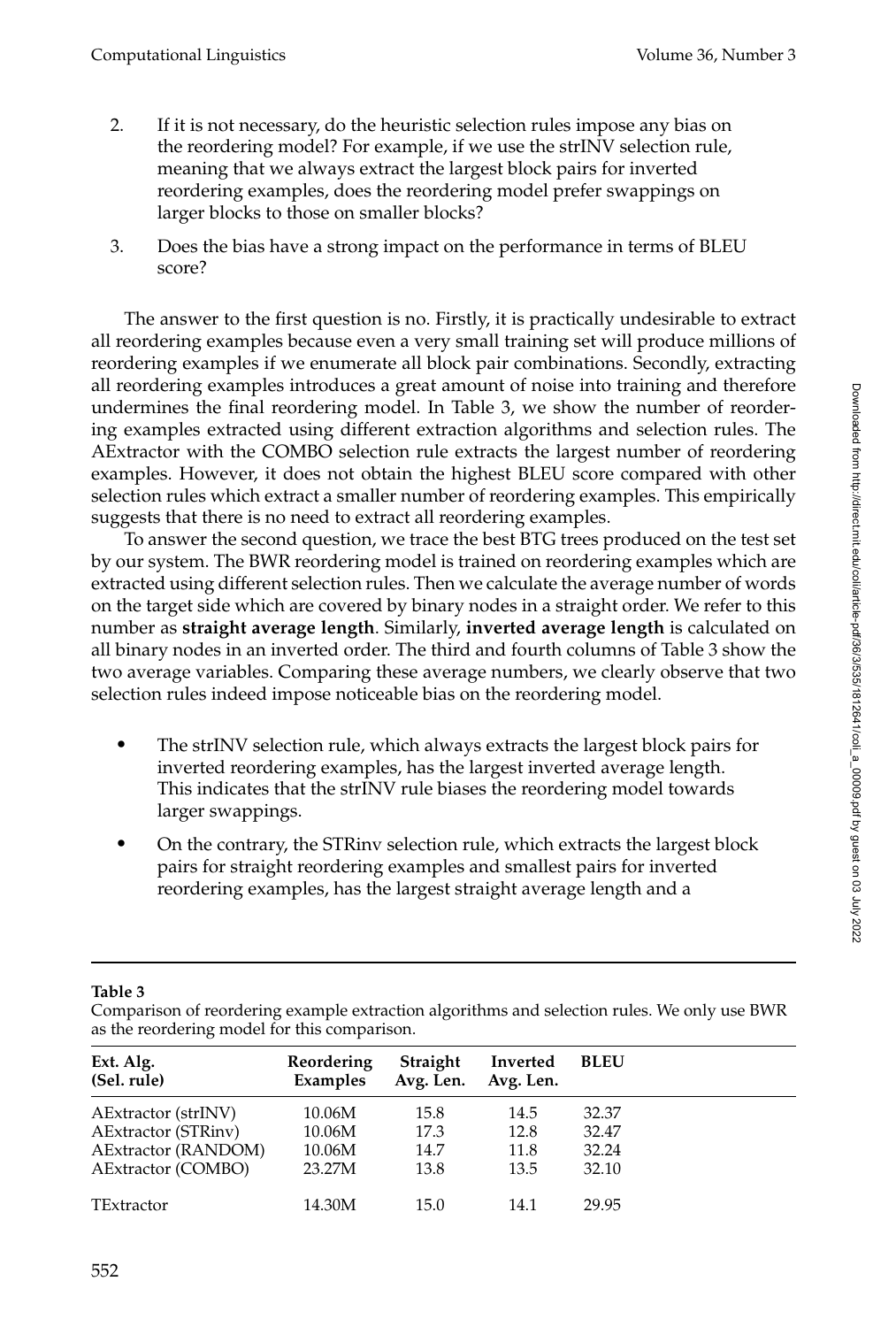2. If it is not necessary, do the heuristic selection rules impose any bias on the reordering model? For example, if we use the strINV selection rule, meaning that we always extract the largest block pairs for inverted reordering examples, does the reordering model prefer swappings on larger blocks to those on smaller blocks?

3. Does the bias have a strong impact on the performance in terms of BLEU score?

The answer to the first question is no. Firstly, it is practically undesirable to extract all reordering examples because even a very small training set will produce millions of reordering examples if we enumerate all block pair combinations. Secondly, extracting all reordering examples introduces a great amount of noise into training and therefore undermines the final reordering model. In Table 3, we show the number of reordering examples extracted using different extraction algorithms and selection rules. The AExtractor with the COMBO selection rule extracts the largest number of reordering examples. However, it does not obtain the highest BLEU score compared with other selection rules which extract a smaller number of reordering examples. This empirically suggests that there is no need to extract all reordering examples.

To answer the second question, we trace the best BTG trees produced on the test set by our system. The BWR reordering model is trained on reordering examples which are extracted using different selection rules. Then we calculate the average number of words on the target side which are covered by binary nodes in a straight order. We refer to this number as **straight average length**. Similarly, **inverted average length** is calculated on all binary nodes in an inverted order. The third and fourth columns of Table 3 show the two average variables. Comparing these average numbers, we clearly observe that two selection rules indeed impose noticeable bias on the reordering model.

- The strINV selection rule, which always extracts the largest block pairs for inverted reordering examples, has the largest inverted average length. This indicates that the strINV rule biases the reordering model towards larger swappings.
- On the contrary, the STRinv selection rule, which extracts the largest block pairs for straight reordering examples and smallest pairs for inverted reordering examples, has the largest straight average length and a

**Table 3**
Comparison of reordering example extraction algorithms and selection rules. We only use BWR as the reordering model for this comparison.

| Ext. Alg. (Sel. rule) | Reordering Examples | Straight Avg. Len. | Inverted Avg. Len. | BLEU |
|---|---|---|---|---|
| AExtractor (strINV) | 10.06M | 15.8 | 14.5 | 32.37 |
| AExtractor (STRinv) | 10.06M | 17.3 | 12.8 | 32.47 |
| AExtractor (RANDOM) | 10.06M | 14.7 | 11.8 | 32.24 |
| AExtractor (COMBO) | 23.27M | 13.8 | 13.5 | 32.10 |
| TExtractor | 14.30M | 15.0 | 14.1 | 29.95 |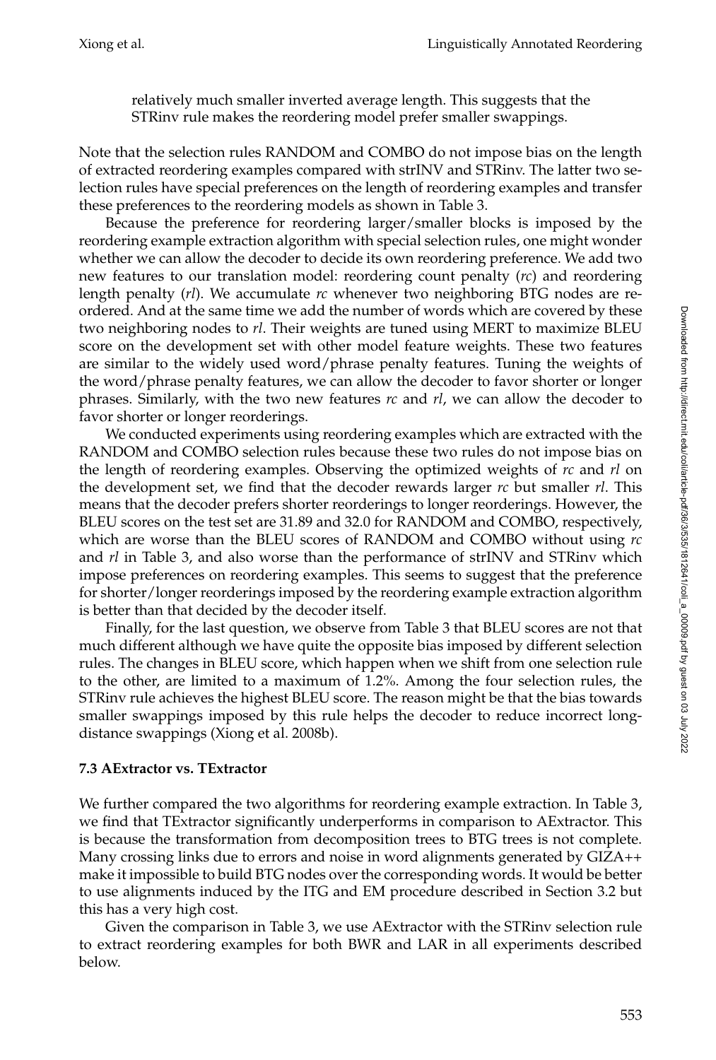relatively much smaller inverted average length. This suggests that the STRinv rule makes the reordering model prefer smaller swappings.

Note that the selection rules RANDOM and COMBO do not impose bias on the length of extracted reordering examples compared with strINV and STRinv. The latter two selection rules have special preferences on the length of reordering examples and transfer these preferences to the reordering models as shown in Table 3.

Because the preference for reordering larger/smaller blocks is imposed by the reordering example extraction algorithm with special selection rules, one might wonder whether we can allow the decoder to decide its own reordering preference. We add two new features to our translation model: reordering count penalty (*rc*) and reordering length penalty (*rl*). We accumulate *rc* whenever two neighboring BTG nodes are reordered. And at the same time we add the number of words which are covered by these two neighboring nodes to *rl*. Their weights are tuned using MERT to maximize BLEU score on the development set with other model feature weights. These two features are similar to the widely used word/phrase penalty features. Tuning the weights of the word/phrase penalty features, we can allow the decoder to favor shorter or longer phrases. Similarly, with the two new features *rc* and *rl*, we can allow the decoder to favor shorter or longer reorderings.

We conducted experiments using reordering examples which are extracted with the RANDOM and COMBO selection rules because these two rules do not impose bias on the length of reordering examples. Observing the optimized weights of *rc* and *rl* on the development set, we find that the decoder rewards larger *rc* but smaller *rl*. This means that the decoder prefers shorter reorderings to longer reorderings. However, the BLEU scores on the test set are 31.89 and 32.0 for RANDOM and COMBO, respectively, which are worse than the BLEU scores of RANDOM and COMBO without using *rc* and *rl* in Table 3, and also worse than the performance of strINV and STRinv which impose preferences on reordering examples. This seems to suggest that the preference for shorter/longer reorderings imposed by the reordering example extraction algorithm is better than that decided by the decoder itself.

Finally, for the last question, we observe from Table 3 that BLEU scores are not that much different although we have quite the opposite bias imposed by different selection rules. The changes in BLEU score, which happen when we shift from one selection rule to the other, are limited to a maximum of 1.2%. Among the four selection rules, the STRinv rule achieves the highest BLEU score. The reason might be that the bias towards smaller swappings imposed by this rule helps the decoder to reduce incorrect long-distance swappings (Xiong et al. 2008b).

### 7.3 AExtractor vs. TExtractor

We further compared the two algorithms for reordering example extraction. In Table 3, we find that TExtractor significantly underperforms in comparison to AExtractor. This is because the transformation from decomposition trees to BTG trees is not complete. Many crossing links due to errors and noise in word alignments generated by GIZA++ make it impossible to build BTG nodes over the corresponding words. It would be better to use alignments induced by the ITG and EM procedure described in Section 3.2 but this has a very high cost.

Given the comparison in Table 3, we use AExtractor with the STRinv selection rule to extract reordering examples for both BWR and LAR in all experiments described below.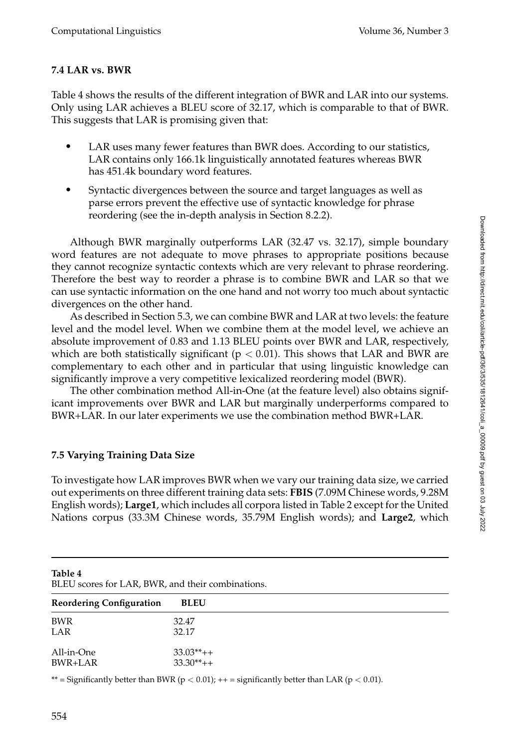### 7.4 LAR vs. BWR

Table 4 shows the results of the different integration of BWR and LAR into our systems. Only using LAR achieves a BLEU score of 32.17, which is comparable to that of BWR. This suggests that LAR is promising given that:

- LAR uses many fewer features than BWR does. According to our statistics, LAR contains only 166.1k linguistically annotated features whereas BWR has 451.4k boundary word features.
- Syntactic divergences between the source and target languages as well as parse errors prevent the effective use of syntactic knowledge for phrase reordering (see the in-depth analysis in Section 8.2.2).

Although BWR marginally outperforms LAR (32.47 vs. 32.17), simple boundary word features are not adequate to move phrases to appropriate positions because they cannot recognize syntactic contexts which are very relevant to phrase reordering. Therefore the best way to reorder a phrase is to combine BWR and LAR so that we can use syntactic information on the one hand and not worry too much about syntactic divergences on the other hand.

As described in Section 5.3, we can combine BWR and LAR at two levels: the feature level and the model level. When we combine them at the model level, we achieve an absolute improvement of 0.83 and 1.13 BLEU points over BWR and LAR, respectively, which are both statistically significant ($p < 0.01$). This shows that LAR and BWR are complementary to each other and in particular that using linguistic knowledge can significantly improve a very competitive lexicalized reordering model (BWR).

The other combination method All-in-One (at the feature level) also obtains significant improvements over BWR and LAR but marginally underperforms compared to BWR+LAR. In our later experiments we use the combination method BWR+LAR.

### 7.5 Varying Training Data Size

To investigate how LAR improves BWR when we vary our training data size, we carried out experiments on three different training data sets: **FBIS** (7.09M Chinese words, 9.28M English words); **Large1**, which includes all corpora listed in Table 2 except for the United Nations corpus (33.3M Chinese words, 35.79M English words); and **Large2**, which

**Table 4**
BLEU scores for LAR, BWR, and their combinations.

| Reordering Configuration | BLEU |
|---|---|
| BWR | 32.47 |
| LAR | 32.17 |
| All-in-One | 33.03**++ |
| BWR+LAR | 33.30**++ |

** = Significantly better than BWR ($p < 0.01$); ++ = significantly better than LAR ($p < 0.01$).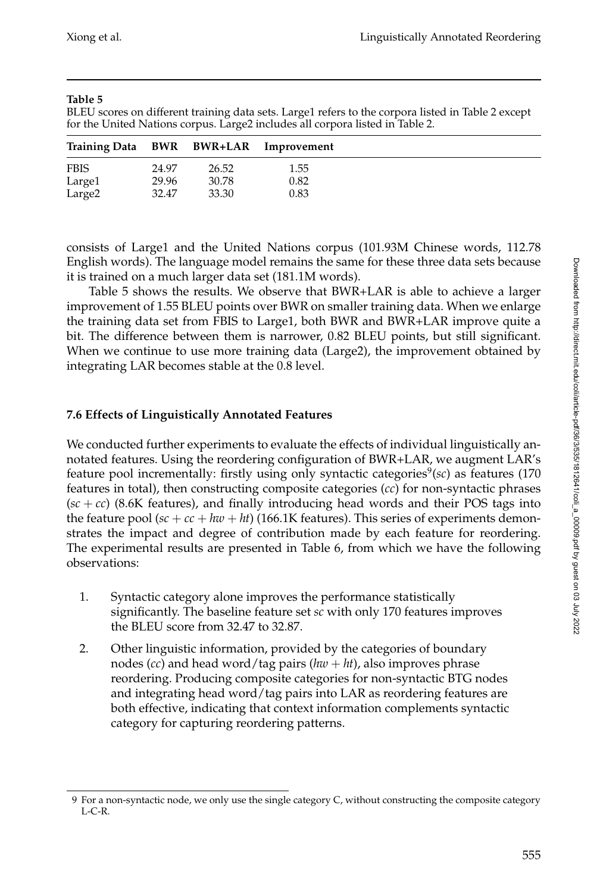**Table 5**

BLEU scores on different training data sets. Large1 refers to the corpora listed in Table 2 except for the United Nations corpus. Large2 includes all corpora listed in Table 2.

| Training Data | BWR | BWR+LAR | Improvement |
|---|---|---|---|
| FBIS | 24.97 | 26.52 | 1.55 |
| Large1 | 29.96 | 30.78 | 0.82 |
| Large2 | 32.47 | 33.30 | 0.83 |

consists of Large1 and the United Nations corpus (101.93M Chinese words, 112.78 English words). The language model remains the same for these three data sets because it is trained on a much larger data set (181.1M words).

Table 5 shows the results. We observe that BWR+LAR is able to achieve a larger improvement of 1.55 BLEU points over BWR on smaller training data. When we enlarge the training data set from FBIS to Large1, both BWR and BWR+LAR improve quite a bit. The difference between them is narrower, 0.82 BLEU points, but still significant. When we continue to use more training data (Large2), the improvement obtained by integrating LAR becomes stable at the 0.8 level.

### 7.6 Effects of Linguistically Annotated Features

We conducted further experiments to evaluate the effects of individual linguistically annotated features. Using the reordering configuration of BWR+LAR, we augment LAR's feature pool incrementally: firstly using only syntactic categories[9](*sc*) as features (170 features in total), then constructing composite categories (*cc*) for non-syntactic phrases ($sc + cc$) (8.6K features), and finally introducing head words and their POS tags into the feature pool ($sc + cc + hw + ht$) (166.1K features). This series of experiments demonstrates the impact and degree of contribution made by each feature for reordering. The experimental results are presented in Table 6, from which we have the following observations:

1. Syntactic category alone improves the performance statistically significantly. The baseline feature set *sc* with only 170 features improves the BLEU score from 32.47 to 32.87.

2. Other linguistic information, provided by the categories of boundary nodes (*cc*) and head word/tag pairs ($hw + ht$), also improves phrase reordering. Producing composite categories for non-syntactic BTG nodes and integrating head word/tag pairs into LAR as reordering features are both effective, indicating that context information complements syntactic category for capturing reordering patterns.

---

[9] For a non-syntactic node, we only use the single category C, without constructing the composite category L-C-R.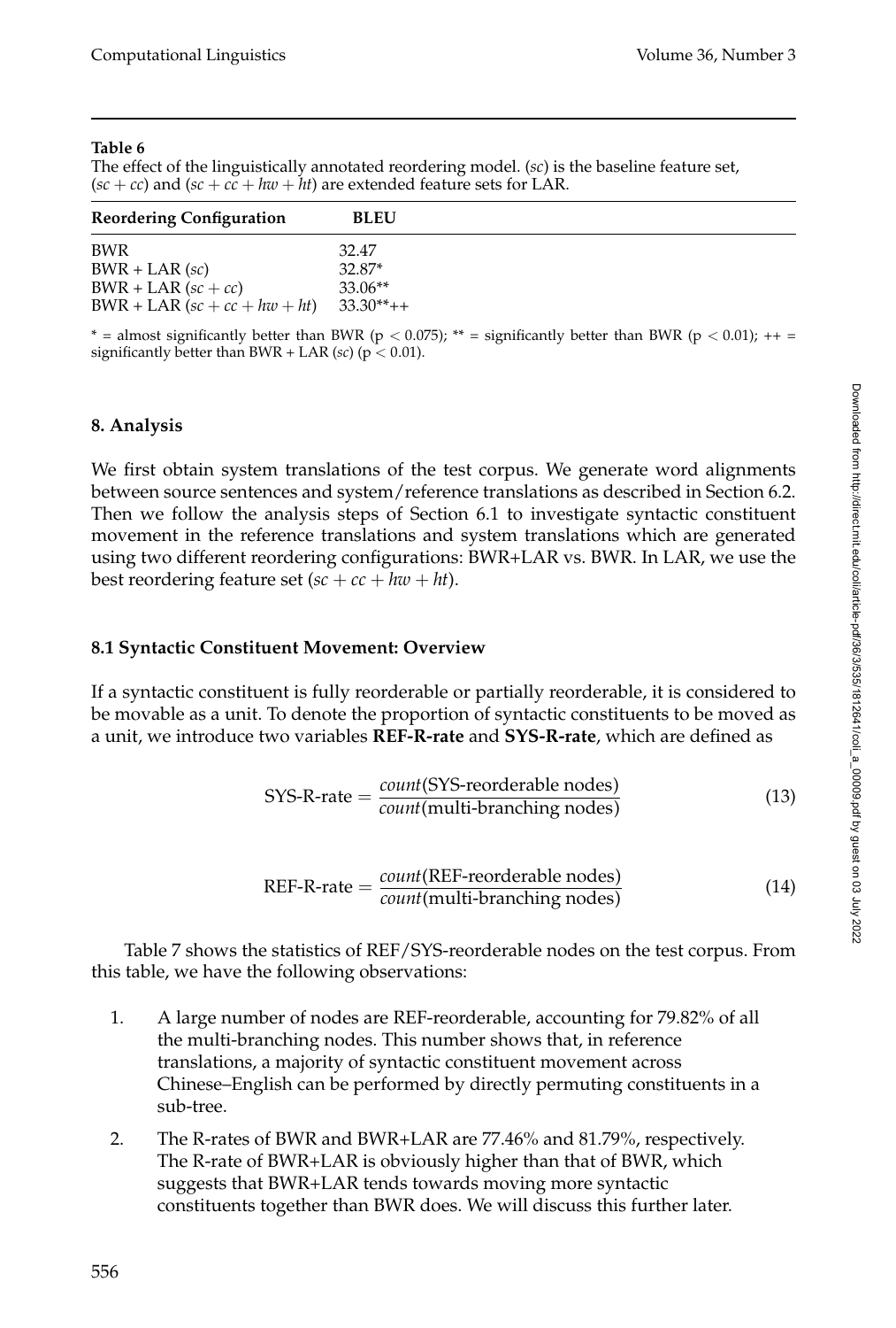**Table 6**

The effect of the linguistically annotated reordering model. (*sc*) is the baseline feature set, (*sc* + *cc*) and (*sc* + *cc* + *hw* + *ht*) are extended feature sets for LAR.

| Reordering Configuration | BLEU |
|---|---|
| BWR | 32.47 |
| BWR + LAR (*sc*) | 32.87* |
| BWR + LAR (*sc* + *cc*) | 33.06** |
| BWR + LAR (*sc* + *cc* + *hw* + *ht*) | 33.30**++ |

\* = almost significantly better than BWR ($p < 0.075$); ** = significantly better than BWR ($p < 0.01$); ++ = significantly better than BWR + LAR (*sc*) ($p < 0.01$).

## 8. Analysis

We first obtain system translations of the test corpus. We generate word alignments between source sentences and system/reference translations as described in Section 6.2. Then we follow the analysis steps of Section 6.1 to investigate syntactic constituent movement in the reference translations and system translations which are generated using two different reordering configurations: BWR+LAR vs. BWR. In LAR, we use the best reordering feature set ($sc + cc + hw + ht$).

### 8.1 Syntactic Constituent Movement: Overview

If a syntactic constituent is fully reorderable or partially reorderable, it is considered to be movable as a unit. To denote the proportion of syntactic constituents to be moved as a unit, we introduce two variables **REF-R-rate** and **SYS-R-rate**, which are defined as

$$\text{SYS-R-rate} = \frac{count(\text{SYS-reorderable nodes})}{count(\text{multi-branching nodes})} \tag{13}$$

$$\text{REF-R-rate} = \frac{count(\text{REF-reorderable nodes})}{count(\text{multi-branching nodes})} \tag{14}$$

Table 7 shows the statistics of REF/SYS-reorderable nodes on the test corpus. From this table, we have the following observations:

1. A large number of nodes are REF-reorderable, accounting for 79.82% of all the multi-branching nodes. This number shows that, in reference translations, a majority of syntactic constituent movement across Chinese–English can be performed by directly permuting constituents in a sub-tree.
2. The R-rates of BWR and BWR+LAR are 77.46% and 81.79%, respectively. The R-rate of BWR+LAR is obviously higher than that of BWR, which suggests that BWR+LAR tends towards moving more syntactic constituents together than BWR does. We will discuss this further later.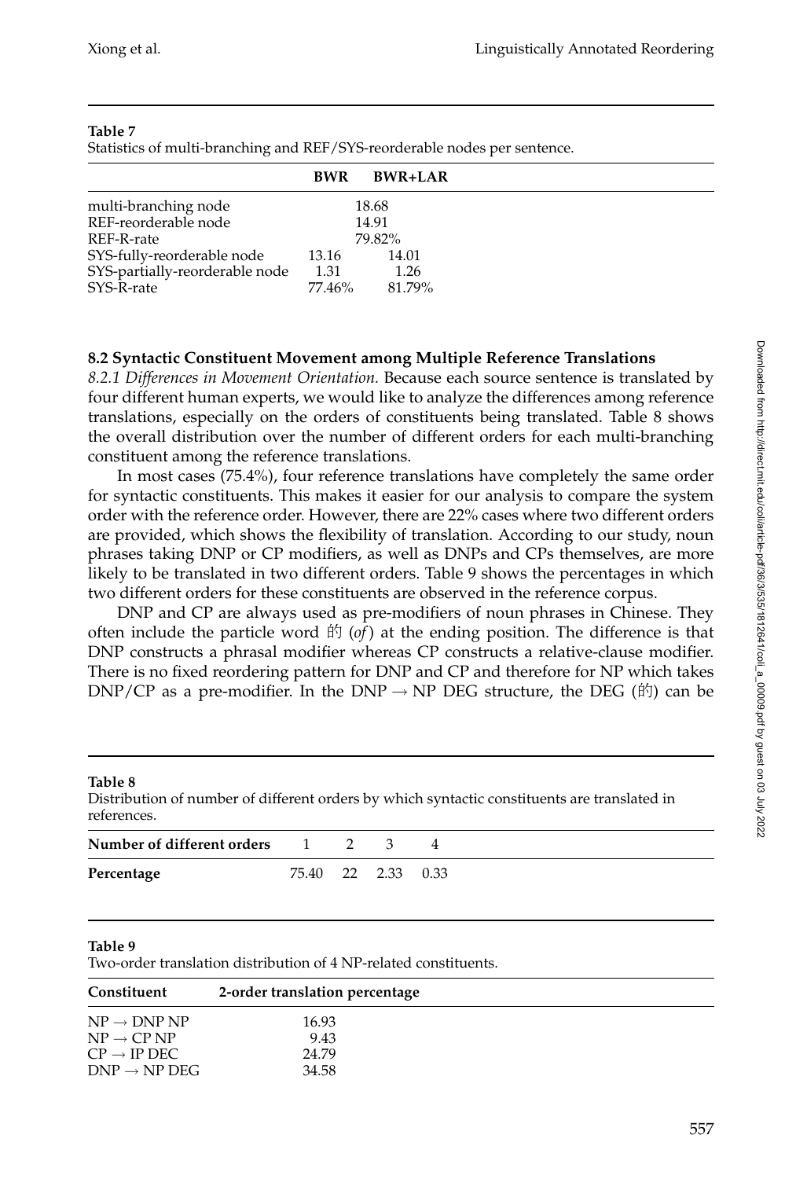**Table 7**
Statistics of multi-branching and REF/SYS-reorderable nodes per sentence.

| | BWR | BWR+LAR |
|---|---|---|
| multi-branching node | 18.68 | |
| REF-reorderable node | 14.91 | |
| REF-R-rate | 79.82% | |
| SYS-fully-reorderable node | 13.16 | 14.01 |
| SYS-partially-reorderable node | 1.31 | 1.26 |
| SYS-R-rate | 77.46% | 81.79% |

### 8.2 Syntactic Constituent Movement among Multiple Reference Translations

*8.2.1 Differences in Movement Orientation.* Because each source sentence is translated by four different human experts, we would like to analyze the differences among reference translations, especially on the orders of constituents being translated. Table 8 shows the overall distribution over the number of different orders for each multi-branching constituent among the reference translations.

In most cases (75.4%), four reference translations have completely the same order for syntactic constituents. This makes it easier for our analysis to compare the system order with the reference order. However, there are 22% cases where two different orders are provided, which shows the flexibility of translation. According to our study, noun phrases taking DNP or CP modifiers, as well as DNPs and CPs themselves, are more likely to be translated in two different orders. Table 9 shows the percentages in which two different orders for these constituents are observed in the reference corpus.

DNP and CP are always used as pre-modifiers of noun phrases in Chinese. They often include the particle word 的 (*of*) at the ending position. The difference is that DNP constructs a phrasal modifier whereas CP constructs a relative-clause modifier. There is no fixed reordering pattern for DNP and CP and therefore for NP which takes DNP/CP as a pre-modifier. In the DNP → NP DEG structure, the DEG (的) can be

**Table 8**
Distribution of number of different orders by which syntactic constituents are translated in references.

| **Number of different orders** | 1 | 2 | 3 | 4 |
|---|---|---|---|---|
| **Percentage** | 75.40 | 22 | 2.33 | 0.33 |

**Table 9**
Two-order translation distribution of 4 NP-related constituents.

| **Constituent** | **2-order translation percentage** |
|---|---|
| NP → DNP NP | 16.93 |
| NP → CP NP | 9.43 |
| CP → IP DEC | 24.79 |
| DNP → NP DEG | 34.58 |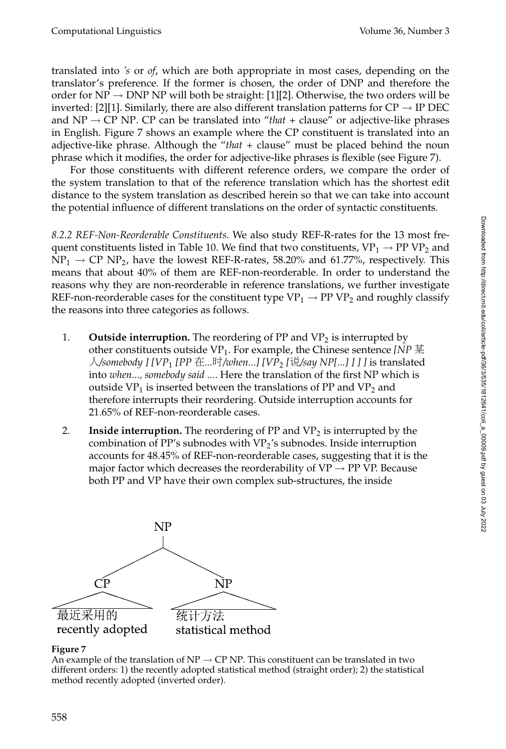translated into *'s* or *of*, which are both appropriate in most cases, depending on the translator's preference. If the former is chosen, the order of DNP and therefore the order for NP → DNP NP will both be straight: [1][2]. Otherwise, the two orders will be inverted: [2][1]. Similarly, there are also different translation patterns for CP → IP DEC and NP → CP NP. CP can be translated into "*that* + clause" or adjective-like phrases in English. Figure 7 shows an example where the CP constituent is translated into an adjective-like phrase. Although the "*that* + clause" must be placed behind the noun phrase which it modifies, the order for adjective-like phrases is flexible (see Figure 7).

For those constituents with different reference orders, we compare the order of the system translation to that of the reference translation which has the shortest edit distance to the system translation as described herein so that we can take into account the potential influence of different translations on the order of syntactic constituents.

*8.2.2 REF-Non-Reorderable Constituents.* We also study REF-R-rates for the 13 most frequent constituents listed in Table 10. We find that two constituents, $VP_1$ → PP $VP_2$ and $NP_1$ → CP $NP_2$, have the lowest REF-R-rates, 58.20% and 61.77%, respectively. This means that about 40% of them are REF-non-reorderable. In order to understand the reasons why they are non-reorderable in reference translations, we further investigate REF-non-reorderable cases for the constituent type $VP_1$ → PP $VP_2$ and roughly classify the reasons into three categories as follows.

1. **Outside interruption.** The reordering of PP and $VP_2$ is interrupted by other constituents outside $VP_1$. For example, the Chinese sentence *[NP 某人/somebody ] [$VP_1$ [PP 在...时/when...] [$VP_2$ [说/say NP[...] ] ] ]* is translated into *when..., somebody said ....* Here the translation of the first NP which is outside $VP_1$ is inserted between the translations of PP and $VP_2$ and therefore interrupts their reordering. Outside interruption accounts for 21.65% of REF-non-reorderable cases.

2. **Inside interruption.** The reordering of PP and $VP_2$ is interrupted by the combination of PP's subnodes with $VP_2$'s subnodes. Inside interruption accounts for 48.45% of REF-non-reorderable cases, suggesting that it is the major factor which decreases the reorderability of VP → PP VP. Because both PP and VP have their own complex sub-structures, the inside

```
              NP
            /    \
          CP      NP
   最近采用的        统计方法
recently adopted  statistical method
```

**Figure 7**
An example of the translation of NP → CP NP. This constituent can be translated in two different orders: 1) the recently adopted statistical method (straight order); 2) the statistical method recently adopted (inverted order).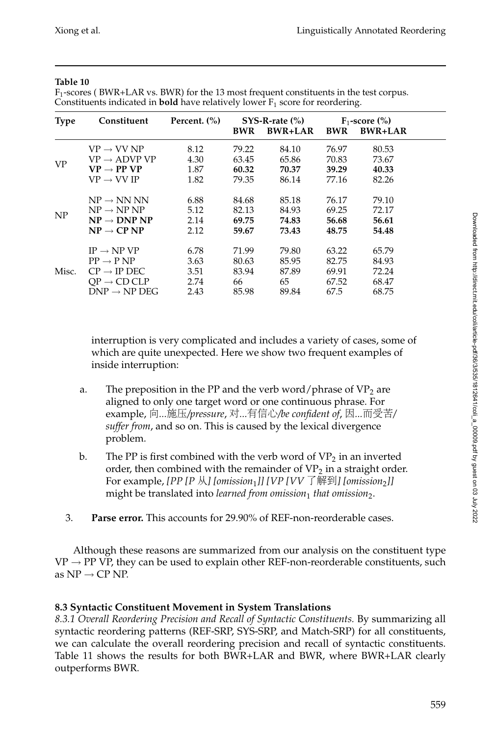**Table 10**

$F_1$-scores ( BWR+LAR vs. BWR) for the 13 most frequent constituents in the test corpus. Constituents indicated in **bold** have relatively lower $F_1$ score for reordering.

| Type | Constituent | Percent. (%) | SYS-R-rate (%) | | $F_1$-score (%) | |
|---|---|---|---|---|---|---|
| | | | BWR | BWR+LAR | BWR | BWR+LAR |
| VP | VP → VV NP | 8.12 | 79.22 | 84.10 | 76.97 | 80.53 |
| | VP → ADVP VP | 4.30 | 63.45 | 65.86 | 70.83 | 73.67 |
| | **VP → PP VP** | 1.87 | **60.32** | **70.37** | **39.29** | **40.33** |
| | VP → VV IP | 1.82 | 79.35 | 86.14 | 77.16 | 82.26 |
| NP | NP → NN NN | 6.88 | 84.68 | 85.18 | 76.17 | 79.10 |
| | NP → NP NP | 5.12 | 82.13 | 84.93 | 69.25 | 72.17 |
| | **NP → DNP NP** | 2.14 | **69.75** | **74.83** | **56.68** | **56.61** |
| | **NP → CP NP** | 2.12 | **59.67** | **73.43** | **48.75** | **54.48** |
| Misc. | IP → NP VP | 6.78 | 71.99 | 79.80 | 63.22 | 65.79 |
| | PP → P NP | 3.63 | 80.63 | 85.95 | 82.75 | 84.93 |
| | CP → IP DEC | 3.51 | 83.94 | 87.89 | 69.91 | 72.24 |
| | QP → CD CLP | 2.74 | 66 | 65 | 67.52 | 68.47 |
| | DNP → NP DEG | 2.43 | 85.98 | 89.84 | 67.5 | 68.75 |

interruption is very complicated and includes a variety of cases, some of which are quite unexpected. Here we show two frequent examples of inside interruption:

a. The preposition in the PP and the verb word/phrase of $VP_2$ are aligned to only one target word or one continuous phrase. For example, 向...施压/*pressure*, 对...有信心/*be confident of*, 因...而受苦/*suffer from*, and so on. This is caused by the lexical divergence problem.

b. The PP is first combined with the verb word of $VP_2$ in an inverted order, then combined with the remainder of $VP_2$ in a straight order. For example, *[PP [P 从] [omission$_1$]] [VP [VV 了解到] [omission$_2$]]* might be translated into *learned from omission$_1$ that omission$_2$*.

3. **Parse error.** This accounts for 29.90% of REF-non-reorderable cases.

Although these reasons are summarized from our analysis on the constituent type VP → PP VP, they can be used to explain other REF-non-reorderable constituents, such as NP → CP NP.

### 8.3 Syntactic Constituent Movement in System Translations

*8.3.1 Overall Reordering Precision and Recall of Syntactic Constituents.* By summarizing all syntactic reordering patterns (REF-SRP, SYS-SRP, and Match-SRP) for all constituents, we can calculate the overall reordering precision and recall of syntactic constituents. Table 11 shows the results for both BWR+LAR and BWR, where BWR+LAR clearly outperforms BWR.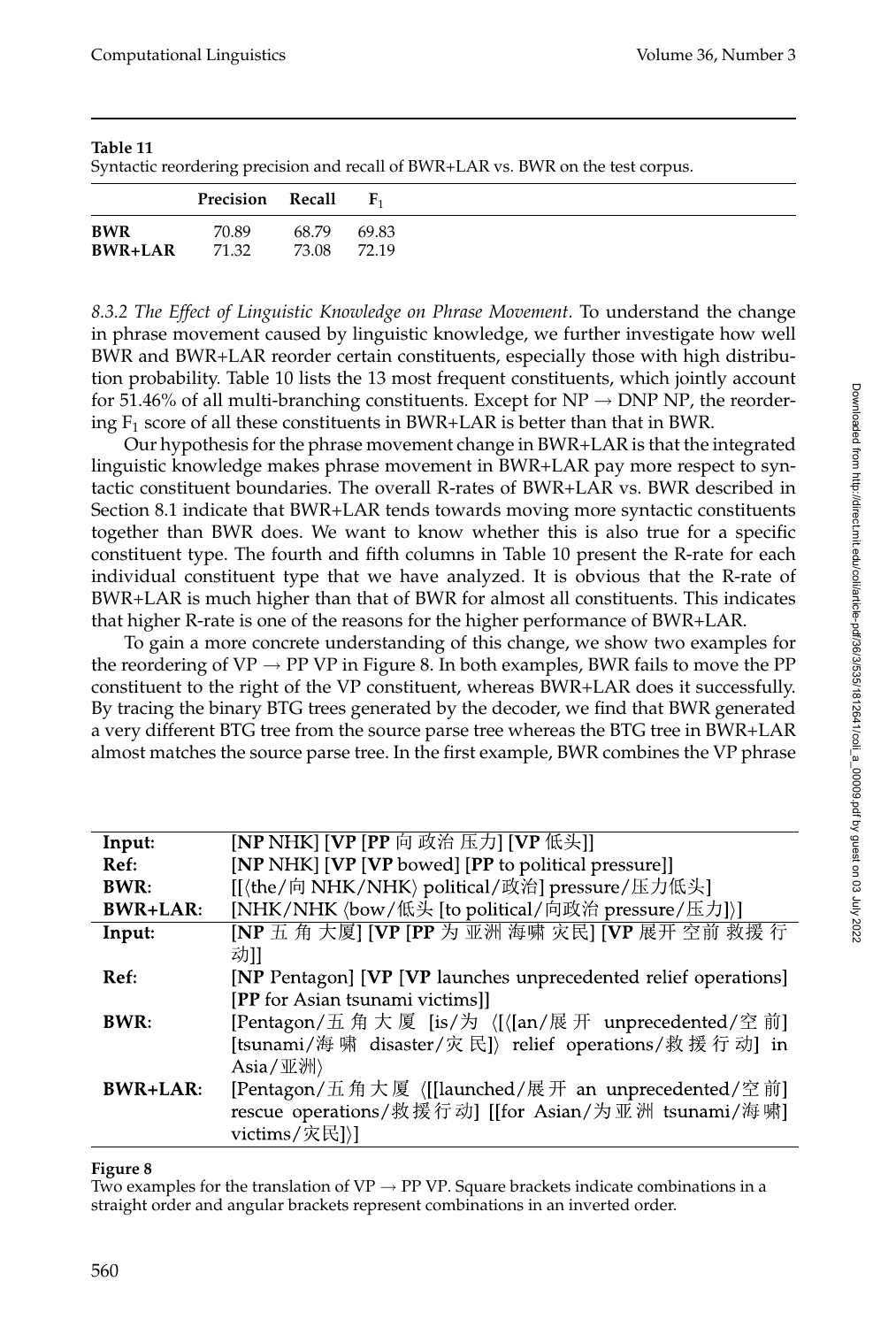**Table 11**
Syntactic reordering precision and recall of BWR+LAR vs. BWR on the test corpus.

| | Precision | Recall | $F_1$ |
|---|---|---|---|
| **BWR** | 70.89 | 68.79 | 69.83 |
| **BWR+LAR** | 71.32 | 73.08 | 72.19 |

*8.3.2 The Effect of Linguistic Knowledge on Phrase Movement.* To understand the change in phrase movement caused by linguistic knowledge, we further investigate how well BWR and BWR+LAR reorder certain constituents, especially those with high distribution probability. Table 10 lists the 13 most frequent constituents, which jointly account for 51.46% of all multi-branching constituents. Except for NP → DNP NP, the reordering $F_1$ score of all these constituents in BWR+LAR is better than that in BWR.

Our hypothesis for the phrase movement change in BWR+LAR is that the integrated linguistic knowledge makes phrase movement in BWR+LAR pay more respect to syntactic constituent boundaries. The overall R-rates of BWR+LAR vs. BWR described in Section 8.1 indicate that BWR+LAR tends towards moving more syntactic constituents together than BWR does. We want to know whether this is also true for a specific constituent type. The fourth and fifth columns in Table 10 present the R-rate for each individual constituent type that we have analyzed. It is obvious that the R-rate of BWR+LAR is much higher than that of BWR for almost all constituents. This indicates that higher R-rate is one of the reasons for the higher performance of BWR+LAR.

To gain a more concrete understanding of this change, we show two examples for the reordering of VP → PP VP in Figure 8. In both examples, BWR fails to move the PP constituent to the right of the VP constituent, whereas BWR+LAR does it successfully. By tracing the binary BTG trees generated by the decoder, we find that BWR generated a very different BTG tree from the source parse tree whereas the BTG tree in BWR+LAR almost matches the source parse tree. In the first example, BWR combines the VP phrase

| | |
|---|---|
| **Input:** | [**NP** NHK] [**VP** [**PP** 向 政治 压力] [**VP** 低头]] |
| **Ref:** | [**NP** NHK] [**VP** [**VP** bowed] [**PP** to political pressure]] |
| **BWR:** | [[⟨the/向 NHK/NHK⟩ political/政治] pressure/压力低头] |
| **BWR+LAR:** | [NHK/NHK ⟨bow/低头 [to political/向政治 pressure/压力]⟩] |
| **Input:** | [**NP** 五 角 大厦] [**VP** [**PP** 为 亚洲 海啸 灾民] [**VP** 展开 空前 救援 行动]] |
| **Ref:** | [**NP** Pentagon] [**VP** [**VP** launches unprecedented relief operations] [**PP** for Asian tsunami victims]] |
| **BWR:** | [Pentagon/五 角 大 厦 [is/为 ⟨[⟨[an/展 开 unprecedented/空 前] [tsunami/海 啸 disaster/灾 民]⟩ relief operations/救 援 行 动] in Asia/亚洲⟩ |
| **BWR+LAR:** | [Pentagon/五角大厦 ⟨[[launched/展开 an unprecedented/空前] rescue operations/救援行动] [[for Asian/为亚洲 tsunami/海啸] victims/灾民]⟩] |

**Figure 8**
Two examples for the translation of VP → PP VP. Square brackets indicate combinations in a straight order and angular brackets represent combinations in an inverted order.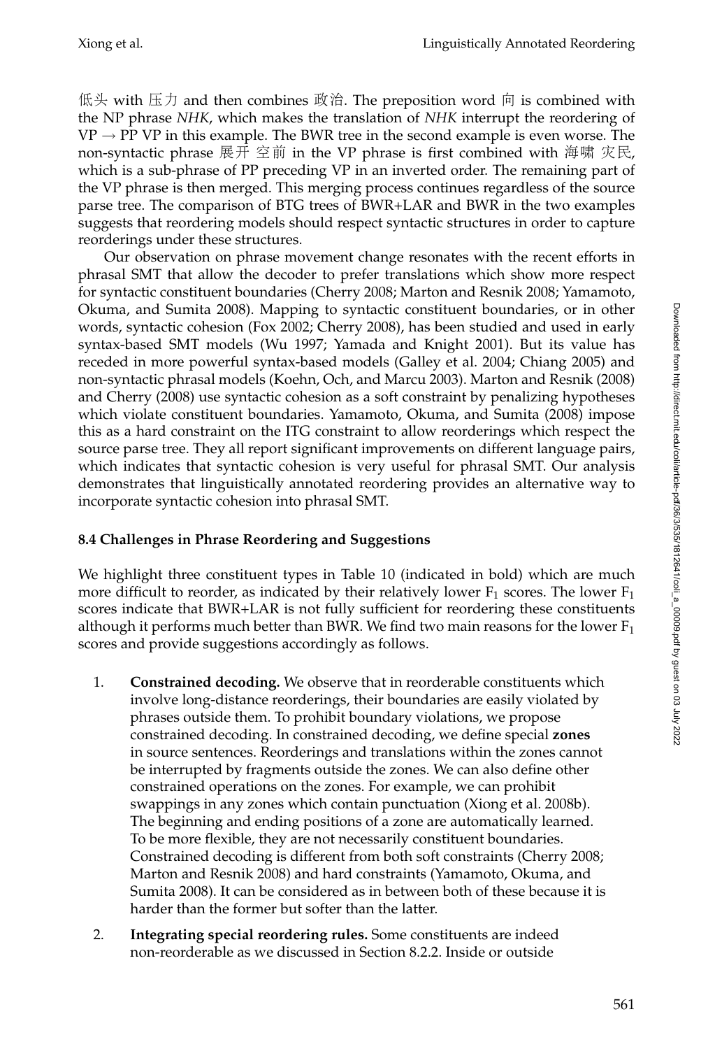低头 with 压力 and then combines 政治. The preposition word 向 is combined with the NP phrase *NHK*, which makes the translation of *NHK* interrupt the reordering of VP → PP VP in this example. The BWR tree in the second example is even worse. The non-syntactic phrase 展开 空前 in the VP phrase is first combined with 海啸 灾民, which is a sub-phrase of PP preceding VP in an inverted order. The remaining part of the VP phrase is then merged. This merging process continues regardless of the source parse tree. The comparison of BTG trees of BWR+LAR and BWR in the two examples suggests that reordering models should respect syntactic structures in order to capture reorderings under these structures.

Our observation on phrase movement change resonates with the recent efforts in phrasal SMT that allow the decoder to prefer translations which show more respect for syntactic constituent boundaries (Cherry 2008; Marton and Resnik 2008; Yamamoto, Okuma, and Sumita 2008). Mapping to syntactic constituent boundaries, or in other words, syntactic cohesion (Fox 2002; Cherry 2008), has been studied and used in early syntax-based SMT models (Wu 1997; Yamada and Knight 2001). But its value has receded in more powerful syntax-based models (Galley et al. 2004; Chiang 2005) and non-syntactic phrasal models (Koehn, Och, and Marcu 2003). Marton and Resnik (2008) and Cherry (2008) use syntactic cohesion as a soft constraint by penalizing hypotheses which violate constituent boundaries. Yamamoto, Okuma, and Sumita (2008) impose this as a hard constraint on the ITG constraint to allow reorderings which respect the source parse tree. They all report significant improvements on different language pairs, which indicates that syntactic cohesion is very useful for phrasal SMT. Our analysis demonstrates that linguistically annotated reordering provides an alternative way to incorporate syntactic cohesion into phrasal SMT.

### 8.4 Challenges in Phrase Reordering and Suggestions

We highlight three constituent types in Table 10 (indicated in bold) which are much more difficult to reorder, as indicated by their relatively lower $F_1$ scores. The lower $F_1$ scores indicate that BWR+LAR is not fully sufficient for reordering these constituents although it performs much better than BWR. We find two main reasons for the lower $F_1$ scores and provide suggestions accordingly as follows.

1. **Constrained decoding.** We observe that in reorderable constituents which involve long-distance reorderings, their boundaries are easily violated by phrases outside them. To prohibit boundary violations, we propose constrained decoding. In constrained decoding, we define special **zones** in source sentences. Reorderings and translations within the zones cannot be interrupted by fragments outside the zones. We can also define other constrained operations on the zones. For example, we can prohibit swappings in any zones which contain punctuation (Xiong et al. 2008b). The beginning and ending positions of a zone are automatically learned. To be more flexible, they are not necessarily constituent boundaries. Constrained decoding is different from both soft constraints (Cherry 2008; Marton and Resnik 2008) and hard constraints (Yamamoto, Okuma, and Sumita 2008). It can be considered as in between both of these because it is harder than the former but softer than the latter.

2. **Integrating special reordering rules.** Some constituents are indeed non-reorderable as we discussed in Section 8.2.2. Inside or outside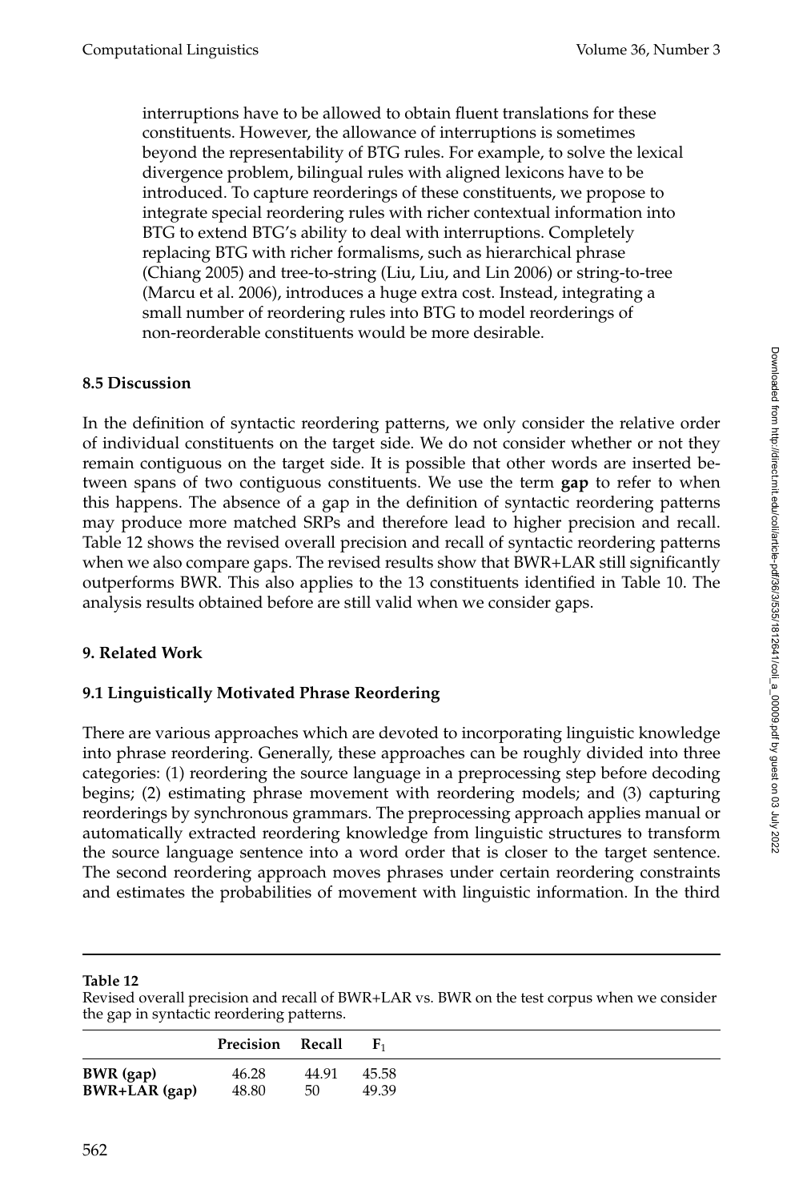interruptions have to be allowed to obtain fluent translations for these constituents. However, the allowance of interruptions is sometimes beyond the representability of BTG rules. For example, to solve the lexical divergence problem, bilingual rules with aligned lexicons have to be introduced. To capture reorderings of these constituents, we propose to integrate special reordering rules with richer contextual information into BTG to extend BTG's ability to deal with interruptions. Completely replacing BTG with richer formalisms, such as hierarchical phrase (Chiang 2005) and tree-to-string (Liu, Liu, and Lin 2006) or string-to-tree (Marcu et al. 2006), introduces a huge extra cost. Instead, integrating a small number of reordering rules into BTG to model reorderings of non-reorderable constituents would be more desirable.

### 8.5 Discussion

In the definition of syntactic reordering patterns, we only consider the relative order of individual constituents on the target side. We do not consider whether or not they remain contiguous on the target side. It is possible that other words are inserted between spans of two contiguous constituents. We use the term **gap** to refer to when this happens. The absence of a gap in the definition of syntactic reordering patterns may produce more matched SRPs and therefore lead to higher precision and recall. Table 12 shows the revised overall precision and recall of syntactic reordering patterns when we also compare gaps. The revised results show that BWR+LAR still significantly outperforms BWR. This also applies to the 13 constituents identified in Table 10. The analysis results obtained before are still valid when we consider gaps.

## 9. Related Work

### 9.1 Linguistically Motivated Phrase Reordering

There are various approaches which are devoted to incorporating linguistic knowledge into phrase reordering. Generally, these approaches can be roughly divided into three categories: (1) reordering the source language in a preprocessing step before decoding begins; (2) estimating phrase movement with reordering models; and (3) capturing reorderings by synchronous grammars. The preprocessing approach applies manual or automatically extracted reordering knowledge from linguistic structures to transform the source language sentence into a word order that is closer to the target sentence. The second reordering approach moves phrases under certain reordering constraints and estimates the probabilities of movement with linguistic information. In the third

**Table 12**
Revised overall precision and recall of BWR+LAR vs. BWR on the test corpus when we consider the gap in syntactic reordering patterns.

| | Precision | Recall | $F_1$ |
|---|---|---|---|
| **BWR (gap)** | 46.28 | 44.91 | 45.58 |
| **BWR+LAR (gap)** | 48.80 | 50 | 49.39 |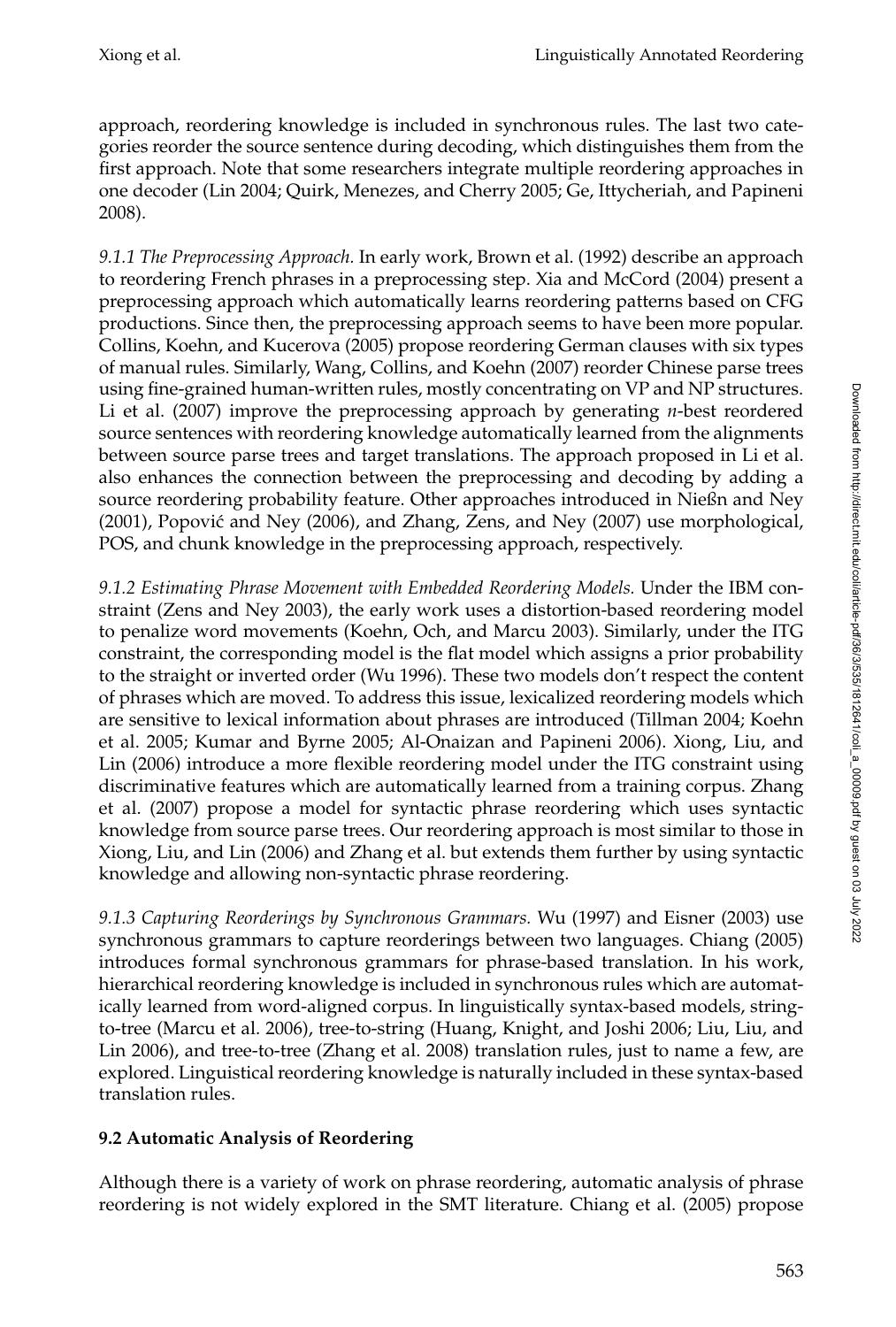approach, reordering knowledge is included in synchronous rules. The last two categories reorder the source sentence during decoding, which distinguishes them from the first approach. Note that some researchers integrate multiple reordering approaches in one decoder (Lin 2004; Quirk, Menezes, and Cherry 2005; Ge, Ittycheriah, and Papineni 2008).

*9.1.1 The Preprocessing Approach.* In early work, Brown et al. (1992) describe an approach to reordering French phrases in a preprocessing step. Xia and McCord (2004) present a preprocessing approach which automatically learns reordering patterns based on CFG productions. Since then, the preprocessing approach seems to have been more popular. Collins, Koehn, and Kucerova (2005) propose reordering German clauses with six types of manual rules. Similarly, Wang, Collins, and Koehn (2007) reorder Chinese parse trees using fine-grained human-written rules, mostly concentrating on VP and NP structures. Li et al. (2007) improve the preprocessing approach by generating *n*-best reordered source sentences with reordering knowledge automatically learned from the alignments between source parse trees and target translations. The approach proposed in Li et al. also enhances the connection between the preprocessing and decoding by adding a source reordering probability feature. Other approaches introduced in Nießn and Ney (2001), Popović and Ney (2006), and Zhang, Zens, and Ney (2007) use morphological, POS, and chunk knowledge in the preprocessing approach, respectively.

*9.1.2 Estimating Phrase Movement with Embedded Reordering Models.* Under the IBM constraint (Zens and Ney 2003), the early work uses a distortion-based reordering model to penalize word movements (Koehn, Och, and Marcu 2003). Similarly, under the ITG constraint, the corresponding model is the flat model which assigns a prior probability to the straight or inverted order (Wu 1996). These two models don't respect the content of phrases which are moved. To address this issue, lexicalized reordering models which are sensitive to lexical information about phrases are introduced (Tillman 2004; Koehn et al. 2005; Kumar and Byrne 2005; Al-Onaizan and Papineni 2006). Xiong, Liu, and Lin (2006) introduce a more flexible reordering model under the ITG constraint using discriminative features which are automatically learned from a training corpus. Zhang et al. (2007) propose a model for syntactic phrase reordering which uses syntactic knowledge from source parse trees. Our reordering approach is most similar to those in Xiong, Liu, and Lin (2006) and Zhang et al. but extends them further by using syntactic knowledge and allowing non-syntactic phrase reordering.

*9.1.3 Capturing Reorderings by Synchronous Grammars.* Wu (1997) and Eisner (2003) use synchronous grammars to capture reorderings between two languages. Chiang (2005) introduces formal synchronous grammars for phrase-based translation. In his work, hierarchical reordering knowledge is included in synchronous rules which are automatically learned from word-aligned corpus. In linguistically syntax-based models, string-to-tree (Marcu et al. 2006), tree-to-string (Huang, Knight, and Joshi 2006; Liu, Liu, and Lin 2006), and tree-to-tree (Zhang et al. 2008) translation rules, just to name a few, are explored. Linguistical reordering knowledge is naturally included in these syntax-based translation rules.

### 9.2 Automatic Analysis of Reordering

Although there is a variety of work on phrase reordering, automatic analysis of phrase reordering is not widely explored in the SMT literature. Chiang et al. (2005) propose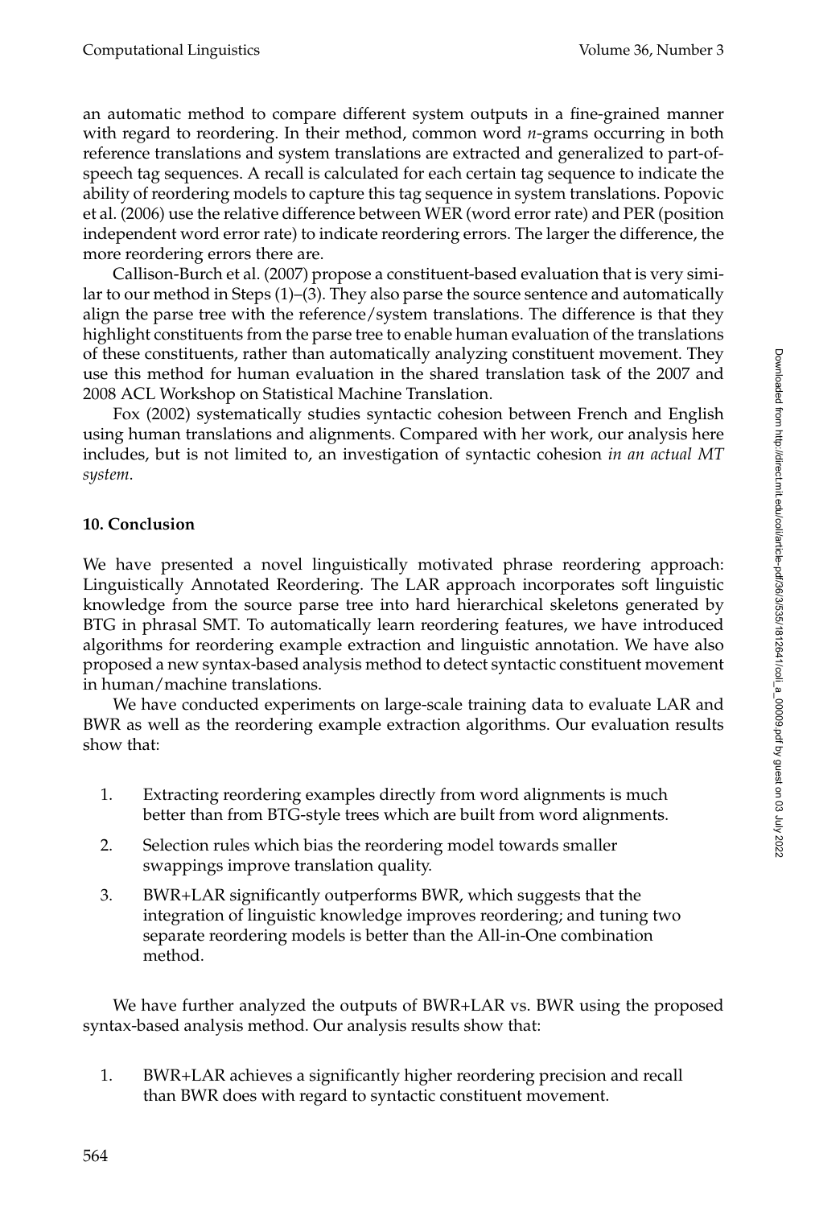an automatic method to compare different system outputs in a fine-grained manner with regard to reordering. In their method, common word *n*-grams occurring in both reference translations and system translations are extracted and generalized to part-of-speech tag sequences. A recall is calculated for each certain tag sequence to indicate the ability of reordering models to capture this tag sequence in system translations. Popovic et al. (2006) use the relative difference between WER (word error rate) and PER (position independent word error rate) to indicate reordering errors. The larger the difference, the more reordering errors there are.

Callison-Burch et al. (2007) propose a constituent-based evaluation that is very similar to our method in Steps (1)–(3). They also parse the source sentence and automatically align the parse tree with the reference/system translations. The difference is that they highlight constituents from the parse tree to enable human evaluation of the translations of these constituents, rather than automatically analyzing constituent movement. They use this method for human evaluation in the shared translation task of the 2007 and 2008 ACL Workshop on Statistical Machine Translation.

Fox (2002) systematically studies syntactic cohesion between French and English using human translations and alignments. Compared with her work, our analysis here includes, but is not limited to, an investigation of syntactic cohesion *in an actual MT system*.

## 10. Conclusion

We have presented a novel linguistically motivated phrase reordering approach: Linguistically Annotated Reordering. The LAR approach incorporates soft linguistic knowledge from the source parse tree into hard hierarchical skeletons generated by BTG in phrasal SMT. To automatically learn reordering features, we have introduced algorithms for reordering example extraction and linguistic annotation. We have also proposed a new syntax-based analysis method to detect syntactic constituent movement in human/machine translations.

We have conducted experiments on large-scale training data to evaluate LAR and BWR as well as the reordering example extraction algorithms. Our evaluation results show that:

1. Extracting reordering examples directly from word alignments is much better than from BTG-style trees which are built from word alignments.
2. Selection rules which bias the reordering model towards smaller swappings improve translation quality.
3. BWR+LAR significantly outperforms BWR, which suggests that the integration of linguistic knowledge improves reordering; and tuning two separate reordering models is better than the All-in-One combination method.

We have further analyzed the outputs of BWR+LAR vs. BWR using the proposed syntax-based analysis method. Our analysis results show that:

1. BWR+LAR achieves a significantly higher reordering precision and recall than BWR does with regard to syntactic constituent movement.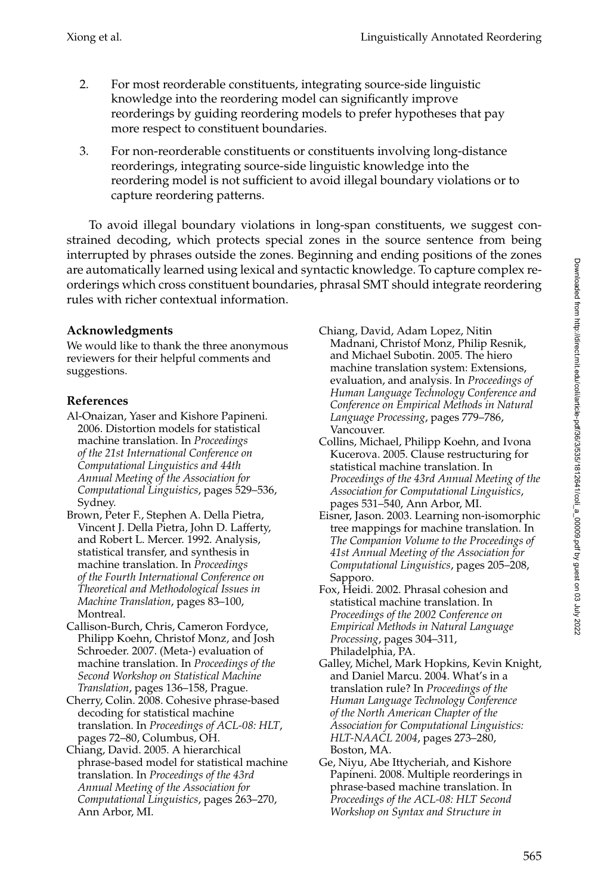2. For most reorderable constituents, integrating source-side linguistic knowledge into the reordering model can significantly improve reorderings by guiding reordering models to prefer hypotheses that pay more respect to constituent boundaries.

3. For non-reorderable constituents or constituents involving long-distance reorderings, integrating source-side linguistic knowledge into the reordering model is not sufficient to avoid illegal boundary violations or to capture reordering patterns.

To avoid illegal boundary violations in long-span constituents, we suggest constrained decoding, which protects special zones in the source sentence from being interrupted by phrases outside the zones. Beginning and ending positions of the zones are automatically learned using lexical and syntactic knowledge. To capture complex reorderings which cross constituent boundaries, phrasal SMT should integrate reordering rules with richer contextual information.

## Acknowledgments

We would like to thank the three anonymous reviewers for their helpful comments and suggestions.

## References

Al-Onaizan, Yaser and Kishore Papineni. 2006. Distortion models for statistical machine translation. In *Proceedings of the 21st International Conference on Computational Linguistics and 44th Annual Meeting of the Association for Computational Linguistics*, pages 529–536, Sydney.

Brown, Peter F., Stephen A. Della Pietra, Vincent J. Della Pietra, John D. Lafferty, and Robert L. Mercer. 1992. Analysis, statistical transfer, and synthesis in machine translation. In *Proceedings of the Fourth International Conference on Theoretical and Methodological Issues in Machine Translation*, pages 83–100, Montreal.

Callison-Burch, Chris, Cameron Fordyce, Philipp Koehn, Christof Monz, and Josh Schroeder. 2007. (Meta-) evaluation of machine translation. In *Proceedings of the Second Workshop on Statistical Machine Translation*, pages 136–158, Prague.

Cherry, Colin. 2008. Cohesive phrase-based decoding for statistical machine translation. In *Proceedings of ACL-08: HLT*, pages 72–80, Columbus, OH.

Chiang, David. 2005. A hierarchical phrase-based model for statistical machine translation. In *Proceedings of the 43rd Annual Meeting of the Association for Computational Linguistics*, pages 263–270, Ann Arbor, MI.

Chiang, David, Adam Lopez, Nitin Madnani, Christof Monz, Philip Resnik, and Michael Subotin. 2005. The hiero machine translation system: Extensions, evaluation, and analysis. In *Proceedings of Human Language Technology Conference and Conference on Empirical Methods in Natural Language Processing*, pages 779–786, Vancouver.

Collins, Michael, Philipp Koehn, and Ivona Kucerova. 2005. Clause restructuring for statistical machine translation. In *Proceedings of the 43rd Annual Meeting of the Association for Computational Linguistics*, pages 531–540, Ann Arbor, MI.

Eisner, Jason. 2003. Learning non-isomorphic tree mappings for machine translation. In *The Companion Volume to the Proceedings of 41st Annual Meeting of the Association for Computational Linguistics*, pages 205–208, Sapporo.

Fox, Heidi. 2002. Phrasal cohesion and statistical machine translation. In *Proceedings of the 2002 Conference on Empirical Methods in Natural Language Processing*, pages 304–311, Philadelphia, PA.

Galley, Michel, Mark Hopkins, Kevin Knight, and Daniel Marcu. 2004. What's in a translation rule? In *Proceedings of the Human Language Technology Conference of the North American Chapter of the Association for Computational Linguistics: HLT-NAACL 2004*, pages 273–280, Boston, MA.

Ge, Niyu, Abe Ittycheriah, and Kishore Papineni. 2008. Multiple reorderings in phrase-based machine translation. In *Proceedings of the ACL-08: HLT Second Workshop on Syntax and Structure in*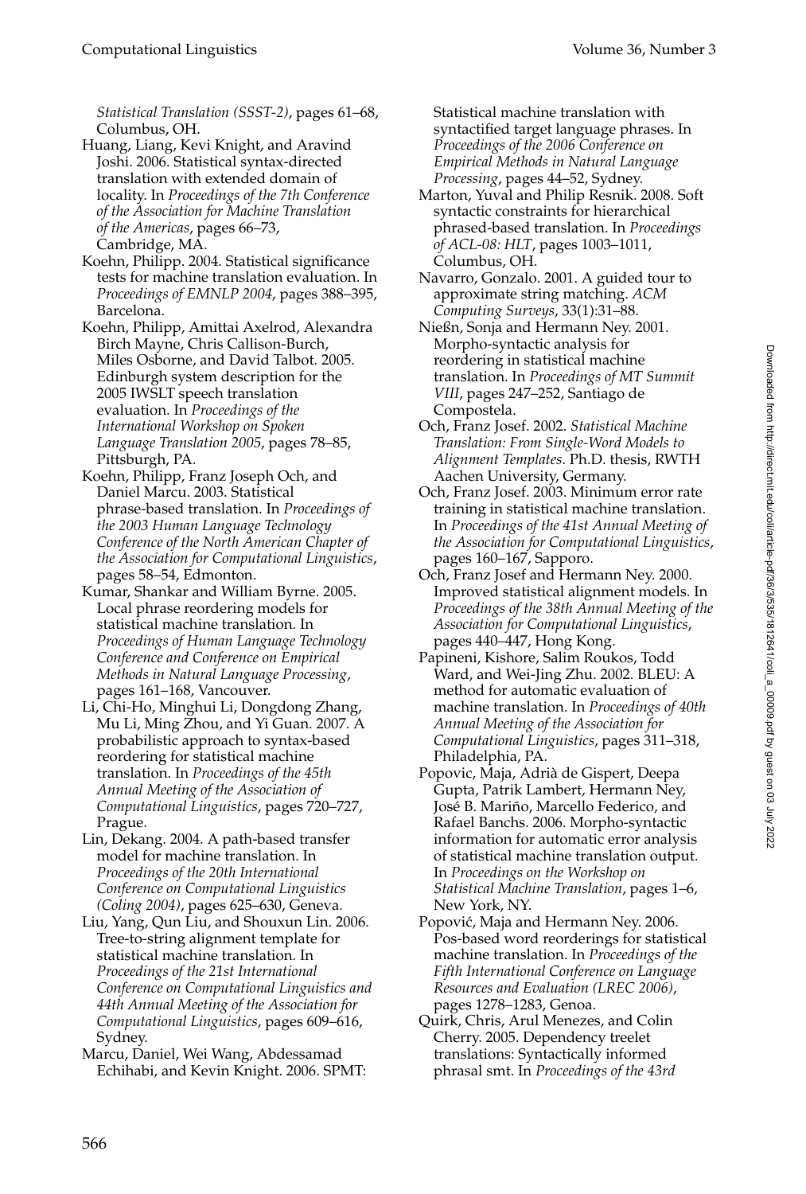*Statistical Translation (SSST-2)*, pages 61–68, Columbus, OH.

Huang, Liang, Kevi Knight, and Aravind Joshi. 2006. Statistical syntax-directed translation with extended domain of locality. In *Proceedings of the 7th Conference of the Association for Machine Translation of the Americas*, pages 66–73, Cambridge, MA.

Koehn, Philipp. 2004. Statistical significance tests for machine translation evaluation. In *Proceedings of EMNLP 2004*, pages 388–395, Barcelona.

Koehn, Philipp, Amittai Axelrod, Alexandra Birch Mayne, Chris Callison-Burch, Miles Osborne, and David Talbot. 2005. Edinburgh system description for the 2005 IWSLT speech translation evaluation. In *Proceedings of the International Workshop on Spoken Language Translation 2005*, pages 78–85, Pittsburgh, PA.

Koehn, Philipp, Franz Joseph Och, and Daniel Marcu. 2003. Statistical phrase-based translation. In *Proceedings of the 2003 Human Language Technology Conference of the North American Chapter of the Association for Computational Linguistics*, pages 58–54, Edmonton.

Kumar, Shankar and William Byrne. 2005. Local phrase reordering models for statistical machine translation. In *Proceedings of Human Language Technology Conference and Conference on Empirical Methods in Natural Language Processing*, pages 161–168, Vancouver.

Li, Chi-Ho, Minghui Li, Dongdong Zhang, Mu Li, Ming Zhou, and Yi Guan. 2007. A probabilistic approach to syntax-based reordering for statistical machine translation. In *Proceedings of the 45th Annual Meeting of the Association of Computational Linguistics*, pages 720–727, Prague.

Lin, Dekang. 2004. A path-based transfer model for machine translation. In *Proceedings of the 20th International Conference on Computational Linguistics (Coling 2004)*, pages 625–630, Geneva.

Liu, Yang, Qun Liu, and Shouxun Lin. 2006. Tree-to-string alignment template for statistical machine translation. In *Proceedings of the 21st International Conference on Computational Linguistics and 44th Annual Meeting of the Association for Computational Linguistics*, pages 609–616, Sydney.

Marcu, Daniel, Wei Wang, Abdessamad Echihabi, and Kevin Knight. 2006. SPMT: Statistical machine translation with syntactified target language phrases. In *Proceedings of the 2006 Conference on Empirical Methods in Natural Language Processing*, pages 44–52, Sydney.

Marton, Yuval and Philip Resnik. 2008. Soft syntactic constraints for hierarchical phrased-based translation. In *Proceedings of ACL-08: HLT*, pages 1003–1011, Columbus, OH.

Navarro, Gonzalo. 2001. A guided tour to approximate string matching. *ACM Computing Surveys*, 33(1):31–88.

Nießn, Sonja and Hermann Ney. 2001. Morpho-syntactic analysis for reordering in statistical machine translation. In *Proceedings of MT Summit VIII*, pages 247–252, Santiago de Compostela.

Och, Franz Josef. 2002. *Statistical Machine Translation: From Single-Word Models to Alignment Templates*. Ph.D. thesis, RWTH Aachen University, Germany.

Och, Franz Josef. 2003. Minimum error rate training in statistical machine translation. In *Proceedings of the 41st Annual Meeting of the Association for Computational Linguistics*, pages 160–167, Sapporo.

Och, Franz Josef and Hermann Ney. 2000. Improved statistical alignment models. In *Proceedings of the 38th Annual Meeting of the Association for Computational Linguistics*, pages 440–447, Hong Kong.

Papineni, Kishore, Salim Roukos, Todd Ward, and Wei-Jing Zhu. 2002. BLEU: A method for automatic evaluation of machine translation. In *Proceedings of 40th Annual Meeting of the Association for Computational Linguistics*, pages 311–318, Philadelphia, PA.

Popovic, Maja, Adrià de Gispert, Deepa Gupta, Patrik Lambert, Hermann Ney, José B. Mariño, Marcello Federico, and Rafael Banchs. 2006. Morpho-syntactic information for automatic error analysis of statistical machine translation output. In *Proceedings on the Workshop on Statistical Machine Translation*, pages 1–6, New York, NY.

Popović, Maja and Hermann Ney. 2006. Pos-based word reorderings for statistical machine translation. In *Proceedings of the Fifth International Conference on Language Resources and Evaluation (LREC 2006)*, pages 1278–1283, Genoa.

Quirk, Chris, Arul Menezes, and Colin Cherry. 2005. Dependency treelet translations: Syntactically informed phrasal smt. In *Proceedings of the 43rd*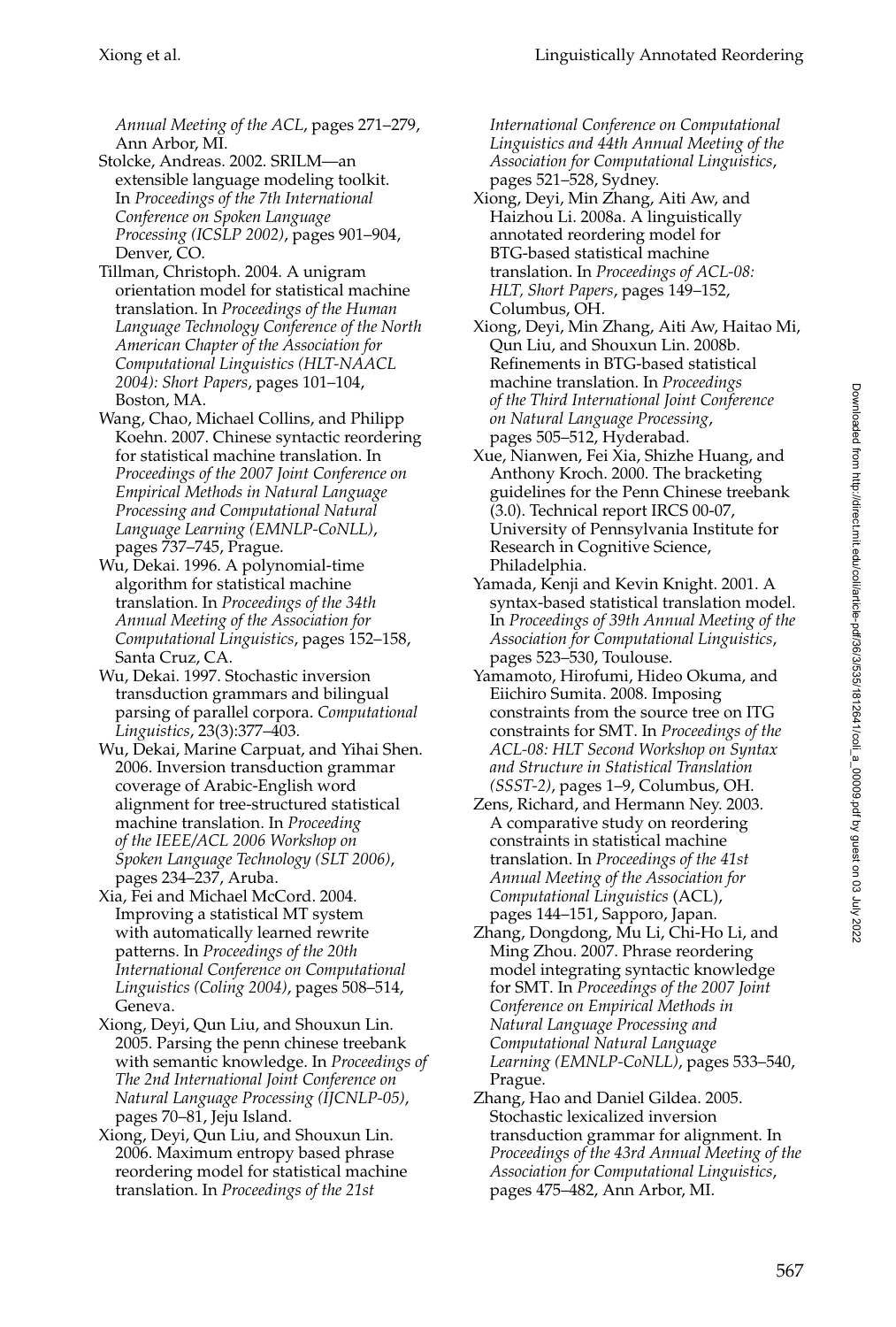*Annual Meeting of the ACL*, pages 271–279, Ann Arbor, MI.

Stolcke, Andreas. 2002. SRILM—an extensible language modeling toolkit. In *Proceedings of the 7th International Conference on Spoken Language Processing (ICSLP 2002)*, pages 901–904, Denver, CO.

Tillman, Christoph. 2004. A unigram orientation model for statistical machine translation. In *Proceedings of the Human Language Technology Conference of the North American Chapter of the Association for Computational Linguistics (HLT-NAACL 2004): Short Papers*, pages 101–104, Boston, MA.

Wang, Chao, Michael Collins, and Philipp Koehn. 2007. Chinese syntactic reordering for statistical machine translation. In *Proceedings of the 2007 Joint Conference on Empirical Methods in Natural Language Processing and Computational Natural Language Learning (EMNLP-CoNLL)*, pages 737–745, Prague.

Wu, Dekai. 1996. A polynomial-time algorithm for statistical machine translation. In *Proceedings of the 34th Annual Meeting of the Association for Computational Linguistics*, pages 152–158, Santa Cruz, CA.

Wu, Dekai. 1997. Stochastic inversion transduction grammars and bilingual parsing of parallel corpora. *Computational Linguistics*, 23(3):377–403.

Wu, Dekai, Marine Carpuat, and Yihai Shen. 2006. Inversion transduction grammar coverage of Arabic-English word alignment for tree-structured statistical machine translation. In *Proceeding of the IEEE/ACL 2006 Workshop on Spoken Language Technology (SLT 2006)*, pages 234–237, Aruba.

Xia, Fei and Michael McCord. 2004. Improving a statistical MT system with automatically learned rewrite patterns. In *Proceedings of the 20th International Conference on Computational Linguistics (Coling 2004)*, pages 508–514, Geneva.

Xiong, Deyi, Qun Liu, and Shouxun Lin. 2005. Parsing the penn chinese treebank with semantic knowledge. In *Proceedings of The 2nd International Joint Conference on Natural Language Processing (IJCNLP-05)*, pages 70–81, Jeju Island.

Xiong, Deyi, Qun Liu, and Shouxun Lin. 2006. Maximum entropy based phrase reordering model for statistical machine translation. In *Proceedings of the 21st International Conference on Computational Linguistics and 44th Annual Meeting of the Association for Computational Linguistics*, pages 521–528, Sydney.

Xiong, Deyi, Min Zhang, Aiti Aw, and Haizhou Li. 2008a. A linguistically annotated reordering model for BTG-based statistical machine translation. In *Proceedings of ACL-08: HLT, Short Papers*, pages 149–152, Columbus, OH.

Xiong, Deyi, Min Zhang, Aiti Aw, Haitao Mi, Qun Liu, and Shouxun Lin. 2008b. Refinements in BTG-based statistical machine translation. In *Proceedings of the Third International Joint Conference on Natural Language Processing*, pages 505–512, Hyderabad.

Xue, Nianwen, Fei Xia, Shizhe Huang, and Anthony Kroch. 2000. The bracketing guidelines for the Penn Chinese treebank (3.0). Technical report IRCS 00-07, University of Pennsylvania Institute for Research in Cognitive Science, Philadelphia.

Yamada, Kenji and Kevin Knight. 2001. A syntax-based statistical translation model. In *Proceedings of 39th Annual Meeting of the Association for Computational Linguistics*, pages 523–530, Toulouse.

Yamamoto, Hirofumi, Hideo Okuma, and Eiichiro Sumita. 2008. Imposing constraints from the source tree on ITG constraints for SMT. In *Proceedings of the ACL-08: HLT Second Workshop on Syntax and Structure in Statistical Translation (SSST-2)*, pages 1–9, Columbus, OH.

Zens, Richard, and Hermann Ney. 2003. A comparative study on reordering constraints in statistical machine translation. In *Proceedings of the 41st Annual Meeting of the Association for Computational Linguistics* (ACL), pages 144–151, Sapporo, Japan.

Zhang, Dongdong, Mu Li, Chi-Ho Li, and Ming Zhou. 2007. Phrase reordering model integrating syntactic knowledge for SMT. In *Proceedings of the 2007 Joint Conference on Empirical Methods in Natural Language Processing and Computational Natural Language Learning (EMNLP-CoNLL)*, pages 533–540, Prague.

Zhang, Hao and Daniel Gildea. 2005. Stochastic lexicalized inversion transduction grammar for alignment. In *Proceedings of the 43rd Annual Meeting of the Association for Computational Linguistics*, pages 475–482, Ann Arbor, MI.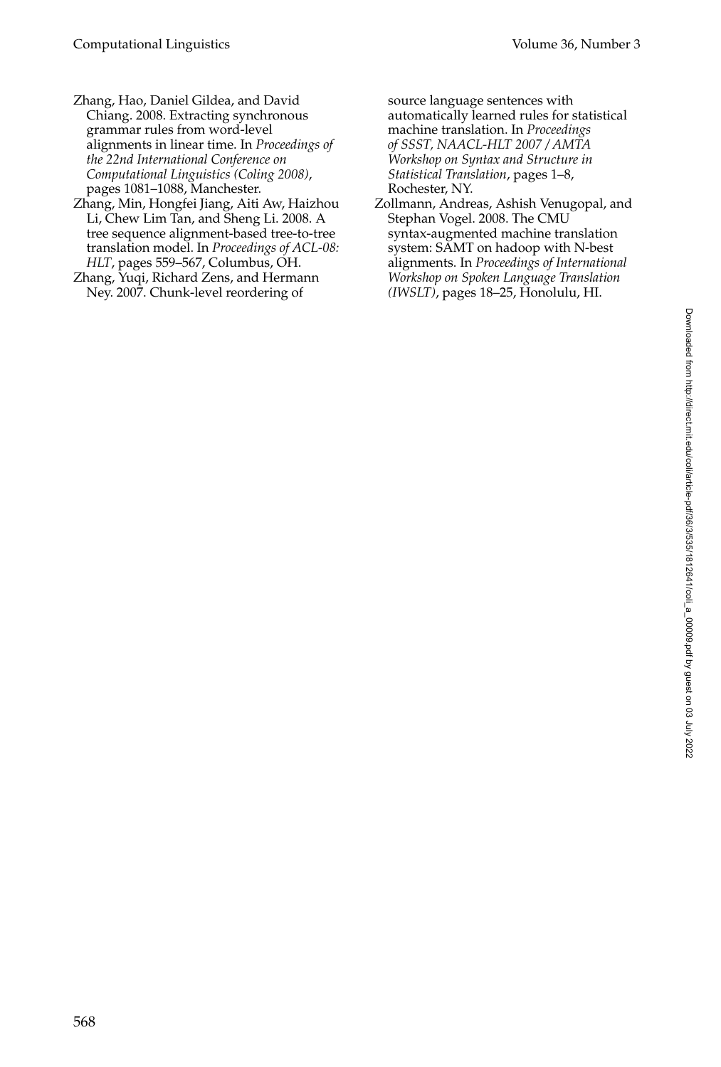Zhang, Hao, Daniel Gildea, and David Chiang. 2008. Extracting synchronous grammar rules from word-level alignments in linear time. In *Proceedings of the 22nd International Conference on Computational Linguistics (Coling 2008)*, pages 1081–1088, Manchester.

Zhang, Min, Hongfei Jiang, Aiti Aw, Haizhou Li, Chew Lim Tan, and Sheng Li. 2008. A tree sequence alignment-based tree-to-tree translation model. In *Proceedings of ACL-08: HLT*, pages 559–567, Columbus, OH.

Zhang, Yuqi, Richard Zens, and Hermann Ney. 2007. Chunk-level reordering of source language sentences with automatically learned rules for statistical machine translation. In *Proceedings of SSST, NAACL-HLT 2007 / AMTA Workshop on Syntax and Structure in Statistical Translation*, pages 1–8, Rochester, NY.

Zollmann, Andreas, Ashish Venugopal, and Stephan Vogel. 2008. The CMU syntax-augmented machine translation system: SAMT on hadoop with N-best alignments. In *Proceedings of International Workshop on Spoken Language Translation (IWSLT)*, pages 18–25, Honolulu, HI.